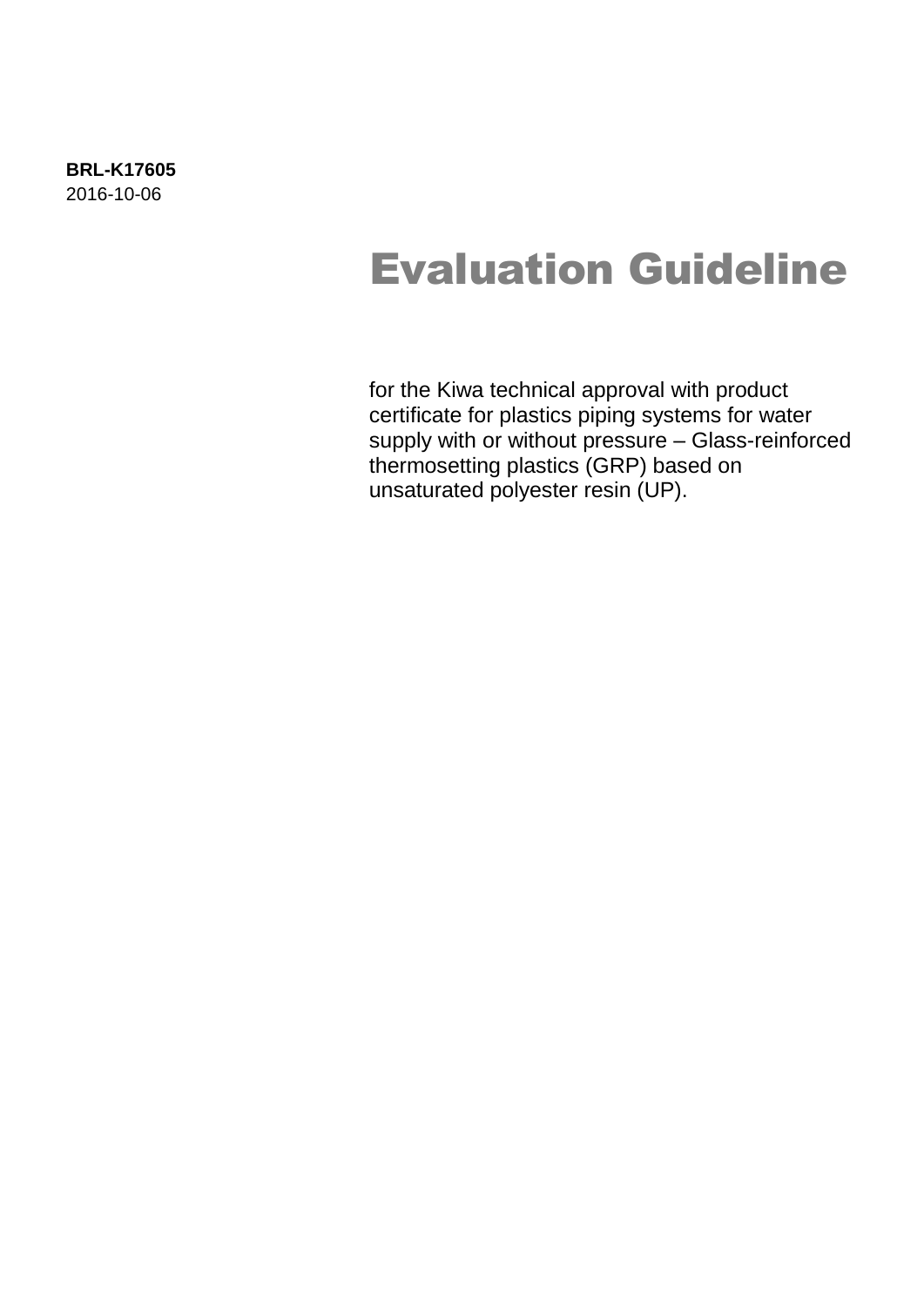**BRL-K17605**
2016-10-06

# Evaluation Guideline

for the Kiwa technical approval with product certificate for plastics piping systems for water supply with or without pressure – Glass-reinforced thermosetting plastics (GRP) based on unsaturated polyester resin (UP).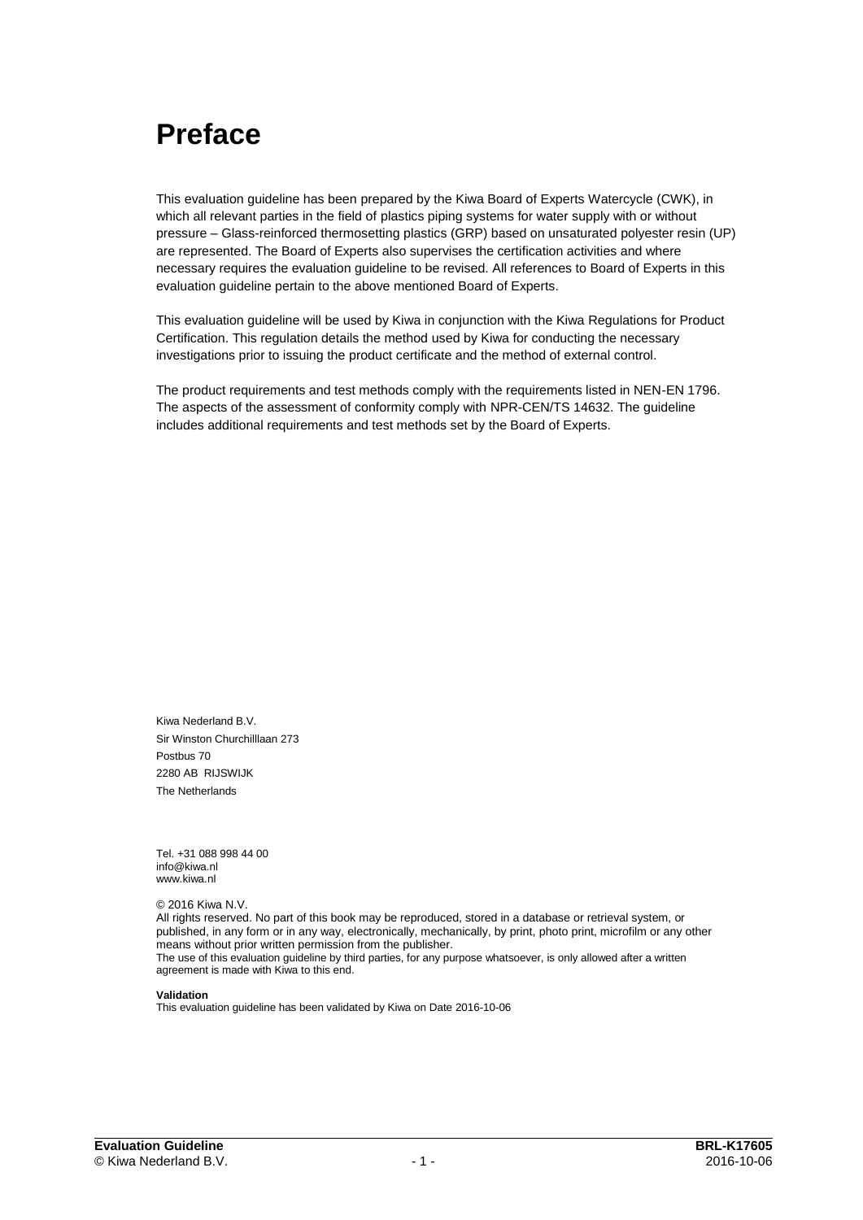# Preface

This evaluation guideline has been prepared by the Kiwa Board of Experts Watercycle (CWK), in which all relevant parties in the field of plastics piping systems for water supply with or without pressure – Glass-reinforced thermosetting plastics (GRP) based on unsaturated polyester resin (UP) are represented. The Board of Experts also supervises the certification activities and where necessary requires the evaluation guideline to be revised. All references to Board of Experts in this evaluation guideline pertain to the above mentioned Board of Experts.

This evaluation guideline will be used by Kiwa in conjunction with the Kiwa Regulations for Product Certification. This regulation details the method used by Kiwa for conducting the necessary investigations prior to issuing the product certificate and the method of external control.

The product requirements and test methods comply with the requirements listed in NEN-EN 1796. The aspects of the assessment of conformity comply with NPR-CEN/TS 14632. The guideline includes additional requirements and test methods set by the Board of Experts.

Kiwa Nederland B.V.
Sir Winston Churchilllaan 273
Postbus 70
2280 AB RIJSWIJK
The Netherlands

Tel. +31 088 998 44 00
info@kiwa.nl
www.kiwa.nl

© 2016 Kiwa N.V.
All rights reserved. No part of this book may be reproduced, stored in a database or retrieval system, or published, in any form or in any way, electronically, mechanically, by print, photo print, microfilm or any other means without prior written permission from the publisher.
The use of this evaluation guideline by third parties, for any purpose whatsoever, is only allowed after a written agreement is made with Kiwa to this end.

**Validation**
This evaluation guideline has been validated by Kiwa on Date 2016-10-06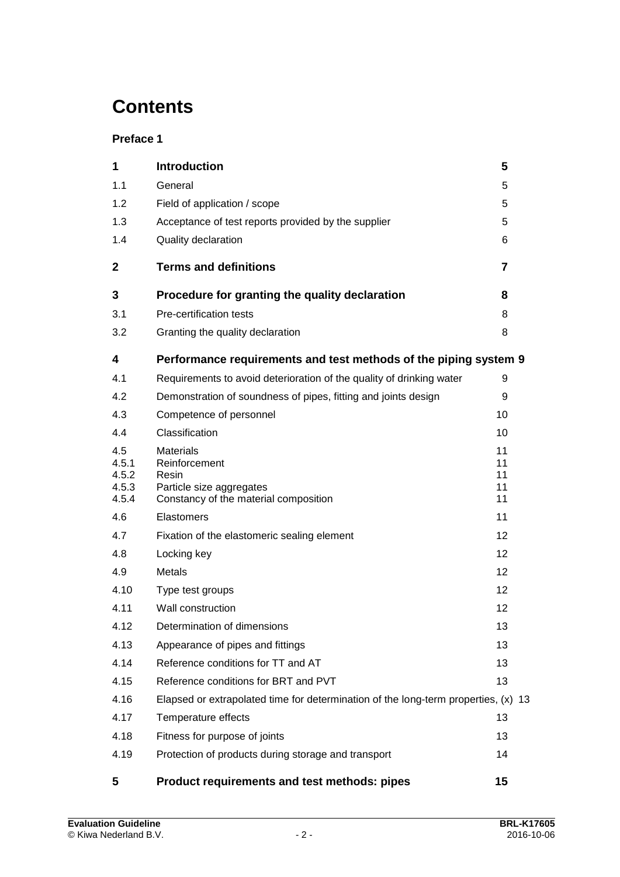# Contents

**Preface 1**

| | | |
|---|---|---|
| **1** | **Introduction** | **5** |
| 1.1 | General | 5 |
| 1.2 | Field of application / scope | 5 |
| 1.3 | Acceptance of test reports provided by the supplier | 5 |
| 1.4 | Quality declaration | 6 |
| **2** | **Terms and definitions** | **7** |
| **3** | **Procedure for granting the quality declaration** | **8** |
| 3.1 | Pre-certification tests | 8 |
| 3.2 | Granting the quality declaration | 8 |
| **4** | **Performance requirements and test methods of the piping system** | **9** |
| 4.1 | Requirements to avoid deterioration of the quality of drinking water | 9 |
| 4.2 | Demonstration of soundness of pipes, fitting and joints design | 9 |
| 4.3 | Competence of personnel | 10 |
| 4.4 | Classification | 10 |
| 4.5 | Materials | 11 |
| 4.5.1 | Reinforcement | 11 |
| 4.5.2 | Resin | 11 |
| 4.5.3 | Particle size aggregates | 11 |
| 4.5.4 | Constancy of the material composition | 11 |
| 4.6 | Elastomers | 11 |
| 4.7 | Fixation of the elastomeric sealing element | 12 |
| 4.8 | Locking key | 12 |
| 4.9 | Metals | 12 |
| 4.10 | Type test groups | 12 |
| 4.11 | Wall construction | 12 |
| 4.12 | Determination of dimensions | 13 |
| 4.13 | Appearance of pipes and fittings | 13 |
| 4.14 | Reference conditions for TT and AT | 13 |
| 4.15 | Reference conditions for BRT and PVT | 13 |
| 4.16 | Elapsed or extrapolated time for determination of the long-term properties, (x) | 13 |
| 4.17 | Temperature effects | 13 |
| 4.18 | Fitness for purpose of joints | 13 |
| 4.19 | Protection of products during storage and transport | 14 |
| **5** | **Product requirements and test methods: pipes** | **15** |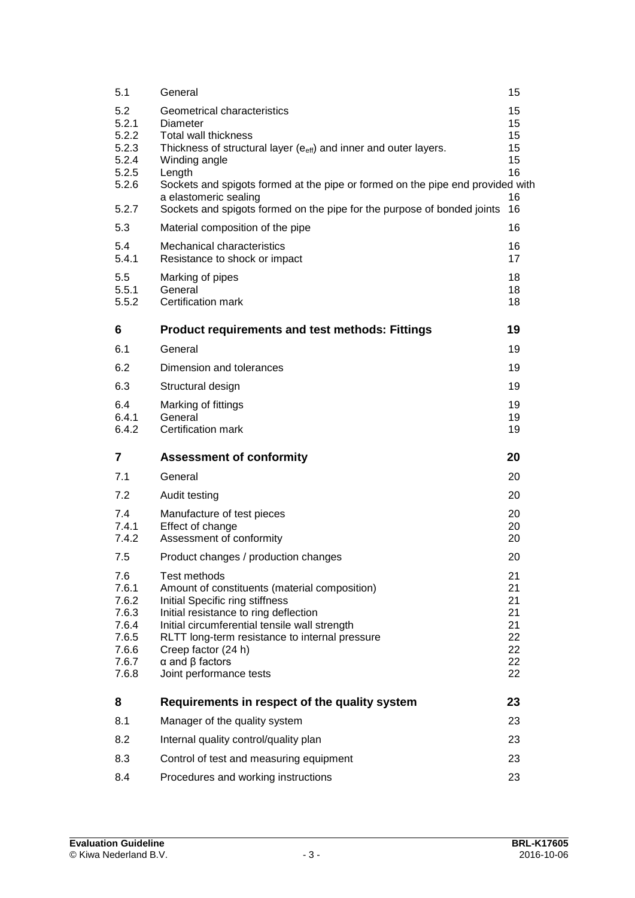| | | |
|---|---|---|
| 5.1 | General | 15 |
| 5.2 | Geometrical characteristics | 15 |
| 5.2.1 | Diameter | 15 |
| 5.2.2 | Total wall thickness | 15 |
| 5.2.3 | Thickness of structural layer ($e_{eff}$) and inner and outer layers. | 15 |
| 5.2.4 | Winding angle | 15 |
| 5.2.5 | Length | 16 |
| 5.2.6 | Sockets and spigots formed at the pipe or formed on the pipe end provided with a elastomeric sealing | 16 |
| 5.2.7 | Sockets and spigots formed on the pipe for the purpose of bonded joints | 16 |
| 5.3 | Material composition of the pipe | 16 |
| 5.4 | Mechanical characteristics | 16 |
| 5.4.1 | Resistance to shock or impact | 17 |
| 5.5 | Marking of pipes | 18 |
| 5.5.1 | General | 18 |
| 5.5.2 | Certification mark | 18 |
| **6** | **Product requirements and test methods: Fittings** | **19** |
| 6.1 | General | 19 |
| 6.2 | Dimension and tolerances | 19 |
| 6.3 | Structural design | 19 |
| 6.4 | Marking of fittings | 19 |
| 6.4.1 | General | 19 |
| 6.4.2 | Certification mark | 19 |
| **7** | **Assessment of conformity** | **20** |
| 7.1 | General | 20 |
| 7.2 | Audit testing | 20 |
| 7.4 | Manufacture of test pieces | 20 |
| 7.4.1 | Effect of change | 20 |
| 7.4.2 | Assessment of conformity | 20 |
| 7.5 | Product changes / production changes | 20 |
| 7.6 | Test methods | 21 |
| 7.6.1 | Amount of constituents (material composition) | 21 |
| 7.6.2 | Initial Specific ring stiffness | 21 |
| 7.6.3 | Initial resistance to ring deflection | 21 |
| 7.6.4 | Initial circumferential tensile wall strength | 21 |
| 7.6.5 | RLTT long-term resistance to internal pressure | 22 |
| 7.6.6 | Creep factor (24 h) | 22 |
| 7.6.7 | α and β factors | 22 |
| 7.6.8 | Joint performance tests | 22 |
| **8** | **Requirements in respect of the quality system** | **23** |
| 8.1 | Manager of the quality system | 23 |
| 8.2 | Internal quality control/quality plan | 23 |
| 8.3 | Control of test and measuring equipment | 23 |
| 8.4 | Procedures and working instructions | 23 |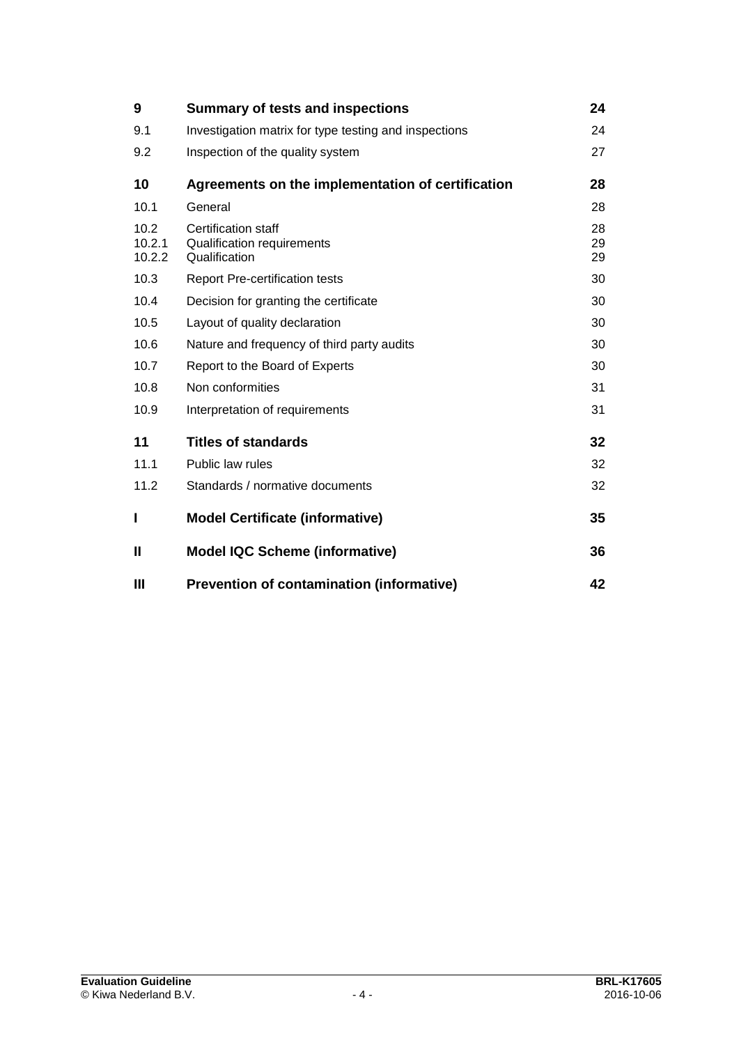| | | |
|---|---|---|
| **9** | **Summary of tests and inspections** | **24** |
| 9.1 | Investigation matrix for type testing and inspections | 24 |
| 9.2 | Inspection of the quality system | 27 |
| **10** | **Agreements on the implementation of certification** | **28** |
| 10.1 | General | 28 |
| 10.2 | Certification staff | 28 |
| 10.2.1 | Qualification requirements | 29 |
| 10.2.2 | Qualification | 29 |
| 10.3 | Report Pre-certification tests | 30 |
| 10.4 | Decision for granting the certificate | 30 |
| 10.5 | Layout of quality declaration | 30 |
| 10.6 | Nature and frequency of third party audits | 30 |
| 10.7 | Report to the Board of Experts | 30 |
| 10.8 | Non conformities | 31 |
| 10.9 | Interpretation of requirements | 31 |
| **11** | **Titles of standards** | **32** |
| 11.1 | Public law rules | 32 |
| 11.2 | Standards / normative documents | 32 |
| **I** | **Model Certificate (informative)** | **35** |
| **II** | **Model IQC Scheme (informative)** | **36** |
| **III** | **Prevention of contamination (informative)** | **42** |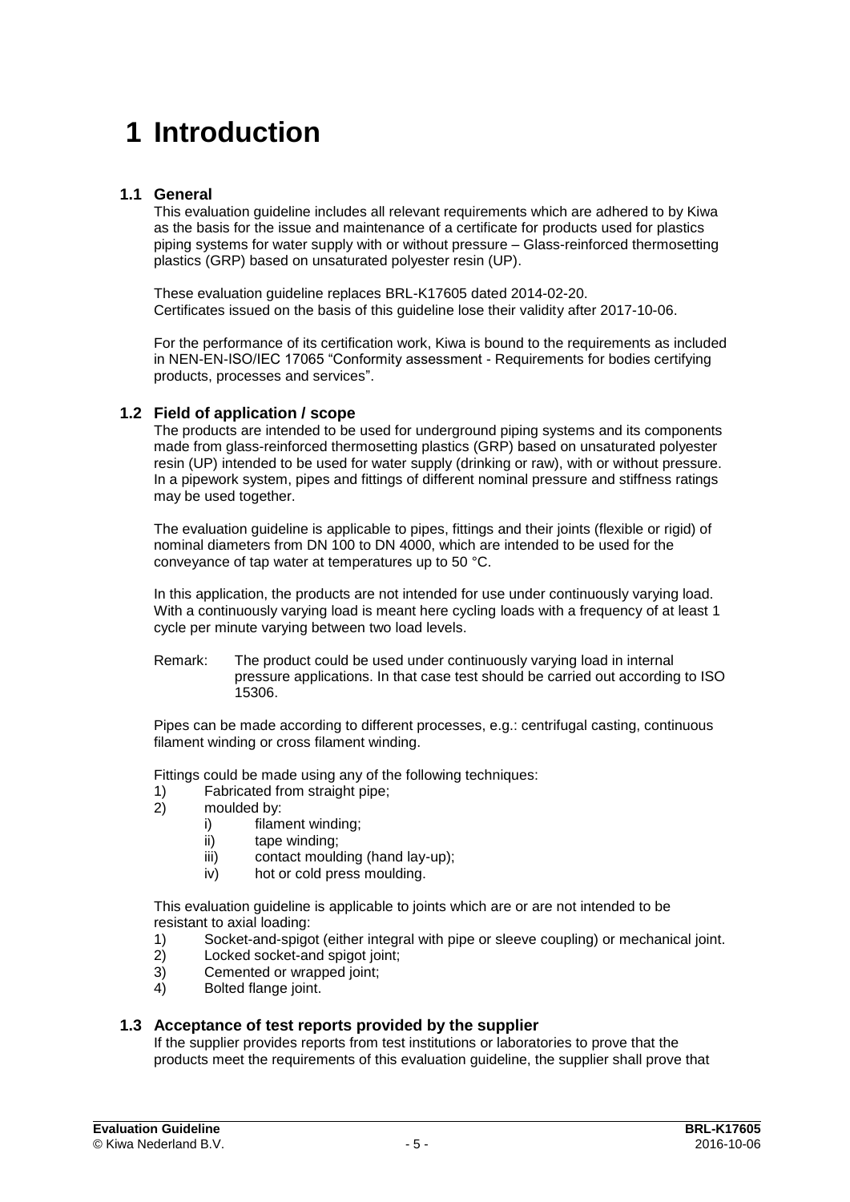# 1 Introduction

## 1.1 General

This evaluation guideline includes all relevant requirements which are adhered to by Kiwa as the basis for the issue and maintenance of a certificate for products used for plastics piping systems for water supply with or without pressure – Glass-reinforced thermosetting plastics (GRP) based on unsaturated polyester resin (UP).

These evaluation guideline replaces BRL-K17605 dated 2014-02-20.
Certificates issued on the basis of this guideline lose their validity after 2017-10-06.

For the performance of its certification work, Kiwa is bound to the requirements as included in NEN-EN-ISO/IEC 17065 "Conformity assessment - Requirements for bodies certifying products, processes and services".

## 1.2 Field of application / scope

The products are intended to be used for underground piping systems and its components made from glass-reinforced thermosetting plastics (GRP) based on unsaturated polyester resin (UP) intended to be used for water supply (drinking or raw), with or without pressure. In a pipework system, pipes and fittings of different nominal pressure and stiffness ratings may be used together.

The evaluation guideline is applicable to pipes, fittings and their joints (flexible or rigid) of nominal diameters from DN 100 to DN 4000, which are intended to be used for the conveyance of tap water at temperatures up to 50 °C.

In this application, the products are not intended for use under continuously varying load. With a continuously varying load is meant here cycling loads with a frequency of at least 1 cycle per minute varying between two load levels.

Remark: The product could be used under continuously varying load in internal pressure applications. In that case test should be carried out according to ISO 15306.

Pipes can be made according to different processes, e.g.: centrifugal casting, continuous filament winding or cross filament winding.

Fittings could be made using any of the following techniques:

1) Fabricated from straight pipe;
2) moulded by:
   - i) filament winding;
   - ii) tape winding;
   - iii) contact moulding (hand lay-up);
   - iv) hot or cold press moulding.

This evaluation guideline is applicable to joints which are or are not intended to be resistant to axial loading:

1) Socket-and-spigot (either integral with pipe or sleeve coupling) or mechanical joint.
2) Locked socket-and spigot joint;
3) Cemented or wrapped joint;
4) Bolted flange joint.

## 1.3 Acceptance of test reports provided by the supplier

If the supplier provides reports from test institutions or laboratories to prove that the products meet the requirements of this evaluation guideline, the supplier shall prove that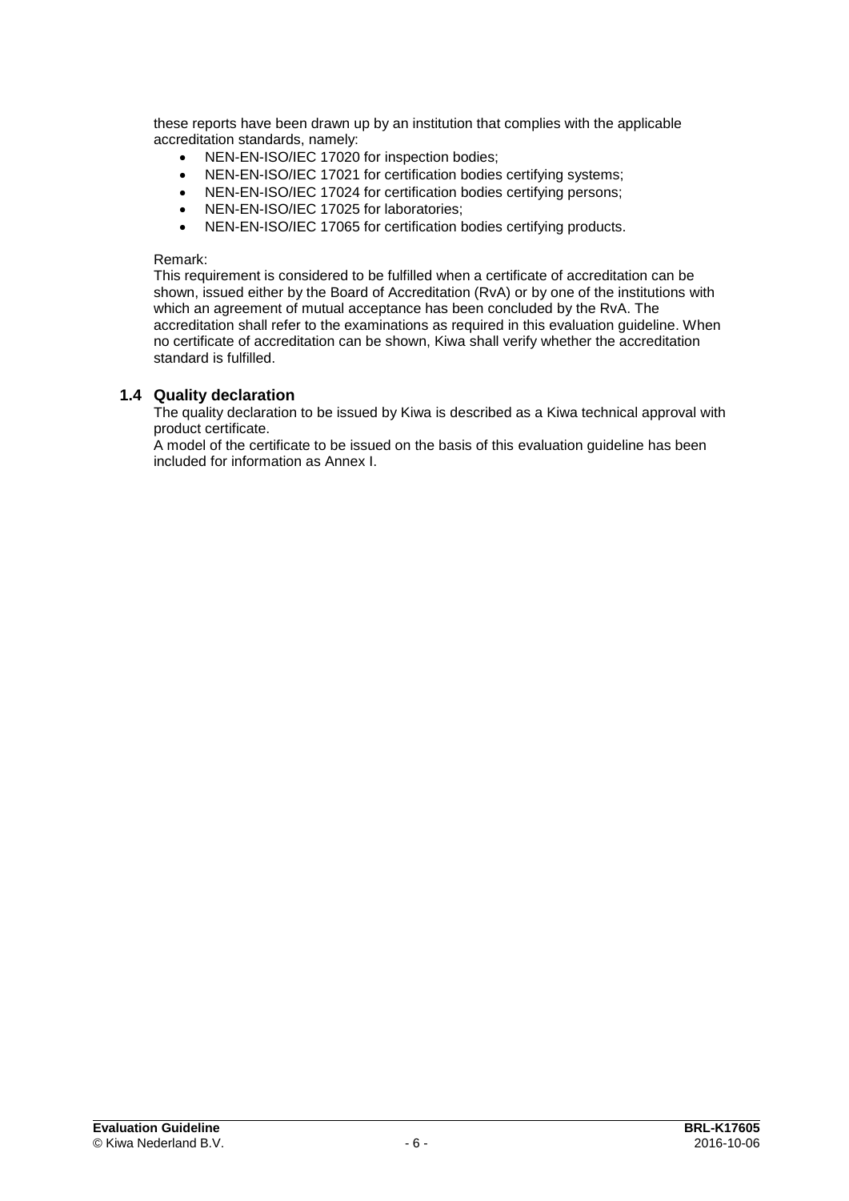these reports have been drawn up by an institution that complies with the applicable accreditation standards, namely:

- NEN-EN-ISO/IEC 17020 for inspection bodies;
- NEN-EN-ISO/IEC 17021 for certification bodies certifying systems;
- NEN-EN-ISO/IEC 17024 for certification bodies certifying persons;
- NEN-EN-ISO/IEC 17025 for laboratories;
- NEN-EN-ISO/IEC 17065 for certification bodies certifying products.

Remark:
This requirement is considered to be fulfilled when a certificate of accreditation can be shown, issued either by the Board of Accreditation (RvA) or by one of the institutions with which an agreement of mutual acceptance has been concluded by the RvA. The accreditation shall refer to the examinations as required in this evaluation guideline. When no certificate of accreditation can be shown, Kiwa shall verify whether the accreditation standard is fulfilled.

## 1.4 Quality declaration

The quality declaration to be issued by Kiwa is described as a Kiwa technical approval with product certificate.
A model of the certificate to be issued on the basis of this evaluation guideline has been included for information as Annex I.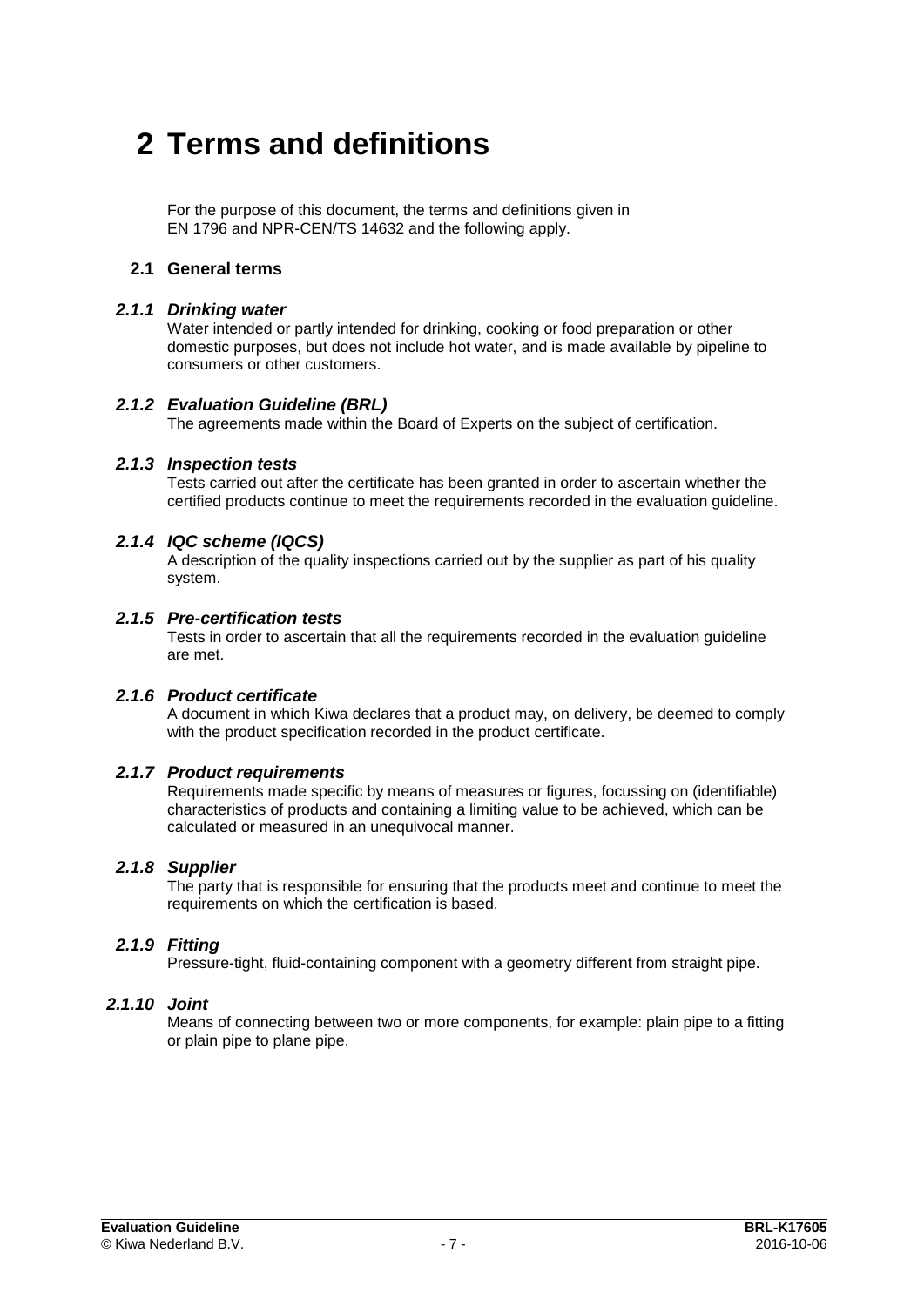# 2 Terms and definitions

For the purpose of this document, the terms and definitions given in EN 1796 and NPR-CEN/TS 14632 and the following apply.

## 2.1 General terms

### *2.1.1 Drinking water*

Water intended or partly intended for drinking, cooking or food preparation or other domestic purposes, but does not include hot water, and is made available by pipeline to consumers or other customers.

### *2.1.2 Evaluation Guideline (BRL)*

The agreements made within the Board of Experts on the subject of certification.

### *2.1.3 Inspection tests*

Tests carried out after the certificate has been granted in order to ascertain whether the certified products continue to meet the requirements recorded in the evaluation guideline.

### *2.1.4 IQC scheme (IQCS)*

A description of the quality inspections carried out by the supplier as part of his quality system.

### *2.1.5 Pre-certification tests*

Tests in order to ascertain that all the requirements recorded in the evaluation guideline are met.

### *2.1.6 Product certificate*

A document in which Kiwa declares that a product may, on delivery, be deemed to comply with the product specification recorded in the product certificate.

### *2.1.7 Product requirements*

Requirements made specific by means of measures or figures, focussing on (identifiable) characteristics of products and containing a limiting value to be achieved, which can be calculated or measured in an unequivocal manner.

### *2.1.8 Supplier*

The party that is responsible for ensuring that the products meet and continue to meet the requirements on which the certification is based.

### *2.1.9 Fitting*

Pressure-tight, fluid-containing component with a geometry different from straight pipe.

### *2.1.10 Joint*

Means of connecting between two or more components, for example: plain pipe to a fitting or plain pipe to plane pipe.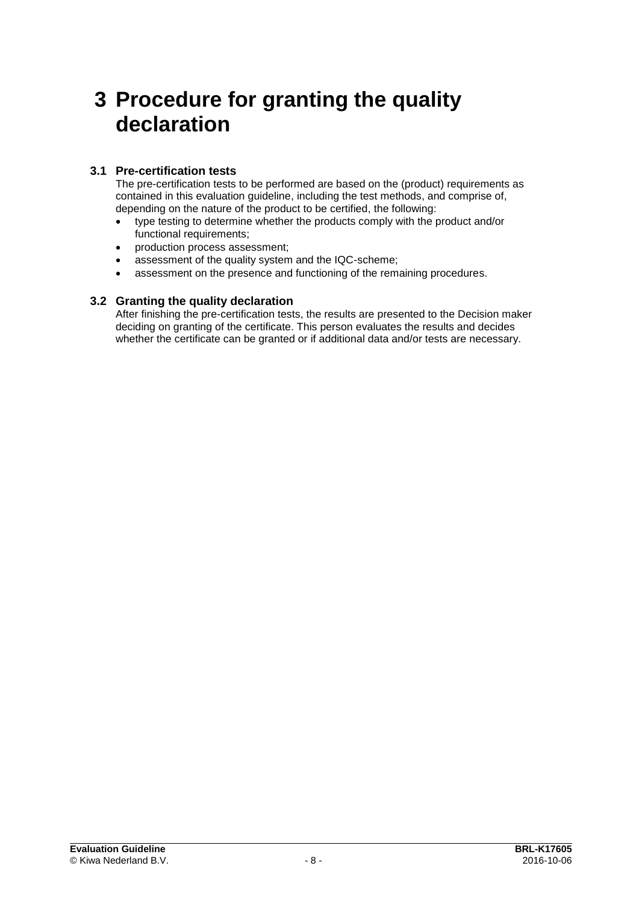# 3 Procedure for granting the quality declaration

## 3.1 Pre-certification tests

The pre-certification tests to be performed are based on the (product) requirements as contained in this evaluation guideline, including the test methods, and comprise of, depending on the nature of the product to be certified, the following:

- type testing to determine whether the products comply with the product and/or functional requirements;
- production process assessment;
- assessment of the quality system and the IQC-scheme;
- assessment on the presence and functioning of the remaining procedures.

## 3.2 Granting the quality declaration

After finishing the pre-certification tests, the results are presented to the Decision maker deciding on granting of the certificate. This person evaluates the results and decides whether the certificate can be granted or if additional data and/or tests are necessary.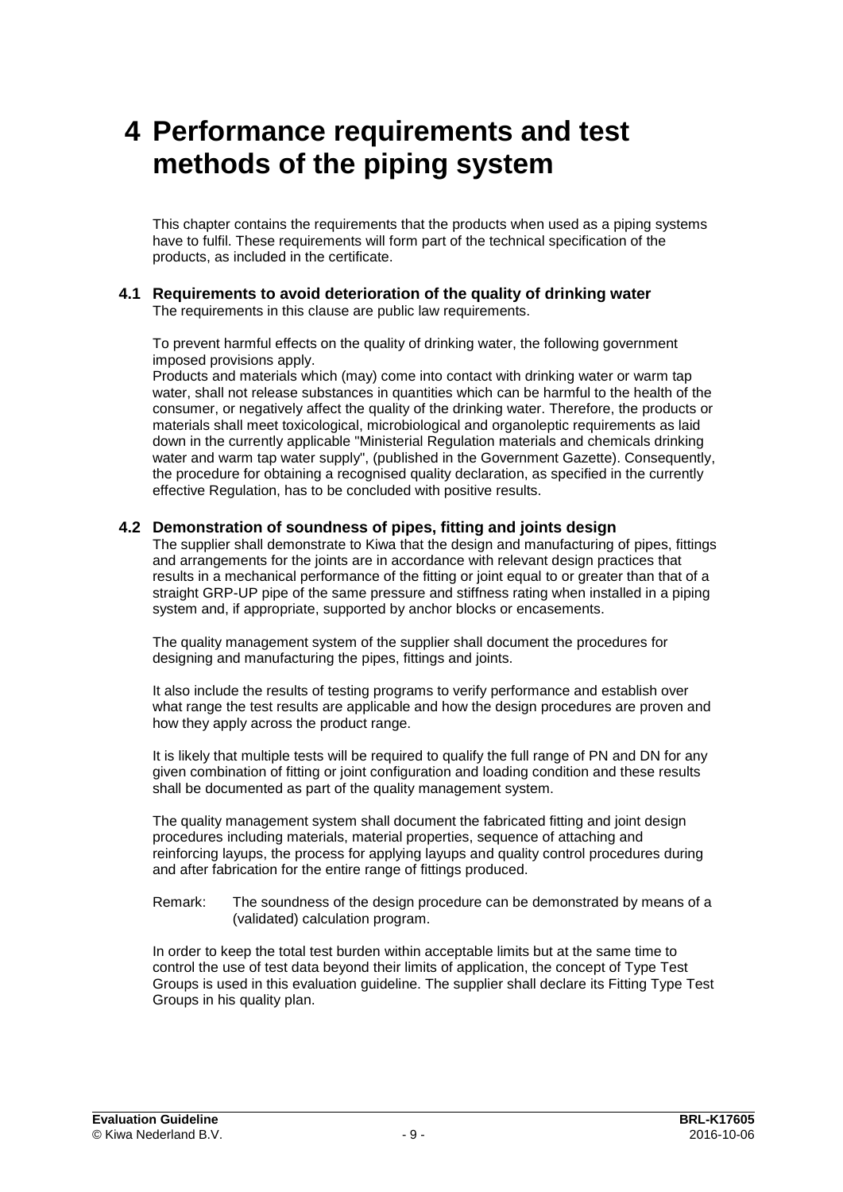# 4 Performance requirements and test methods of the piping system

This chapter contains the requirements that the products when used as a piping systems have to fulfil. These requirements will form part of the technical specification of the products, as included in the certificate.

## 4.1 Requirements to avoid deterioration of the quality of drinking water

The requirements in this clause are public law requirements.

To prevent harmful effects on the quality of drinking water, the following government imposed provisions apply.

Products and materials which (may) come into contact with drinking water or warm tap water, shall not release substances in quantities which can be harmful to the health of the consumer, or negatively affect the quality of the drinking water. Therefore, the products or materials shall meet toxicological, microbiological and organoleptic requirements as laid down in the currently applicable "Ministerial Regulation materials and chemicals drinking water and warm tap water supply", (published in the Government Gazette). Consequently, the procedure for obtaining a recognised quality declaration, as specified in the currently effective Regulation, has to be concluded with positive results.

## 4.2 Demonstration of soundness of pipes, fitting and joints design

The supplier shall demonstrate to Kiwa that the design and manufacturing of pipes, fittings and arrangements for the joints are in accordance with relevant design practices that results in a mechanical performance of the fitting or joint equal to or greater than that of a straight GRP-UP pipe of the same pressure and stiffness rating when installed in a piping system and, if appropriate, supported by anchor blocks or encasements.

The quality management system of the supplier shall document the procedures for designing and manufacturing the pipes, fittings and joints.

It also include the results of testing programs to verify performance and establish over what range the test results are applicable and how the design procedures are proven and how they apply across the product range.

It is likely that multiple tests will be required to qualify the full range of PN and DN for any given combination of fitting or joint configuration and loading condition and these results shall be documented as part of the quality management system.

The quality management system shall document the fabricated fitting and joint design procedures including materials, material properties, sequence of attaching and reinforcing layups, the process for applying layups and quality control procedures during and after fabrication for the entire range of fittings produced.

Remark: The soundness of the design procedure can be demonstrated by means of a (validated) calculation program.

In order to keep the total test burden within acceptable limits but at the same time to control the use of test data beyond their limits of application, the concept of Type Test Groups is used in this evaluation guideline. The supplier shall declare its Fitting Type Test Groups in his quality plan.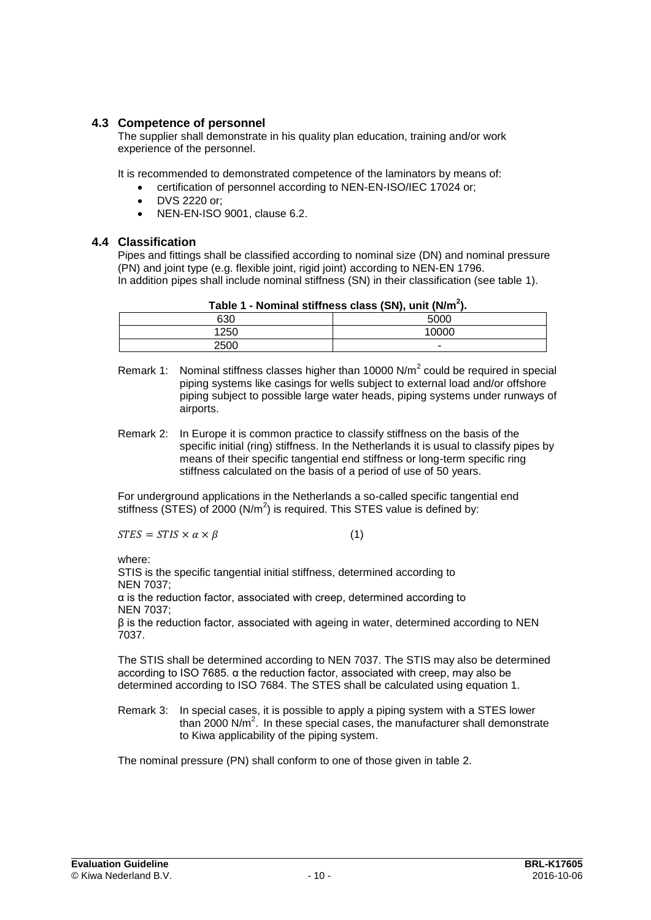## 4.3 Competence of personnel

The supplier shall demonstrate in his quality plan education, training and/or work experience of the personnel.

It is recommended to demonstrated competence of the laminators by means of:

- certification of personnel according to NEN-EN-ISO/IEC 17024 or;
- DVS 2220 or;
- NEN-EN-ISO 9001, clause 6.2.

## 4.4 Classification

Pipes and fittings shall be classified according to nominal size (DN) and nominal pressure (PN) and joint type (e.g. flexible joint, rigid joint) according to NEN-EN 1796.
In addition pipes shall include nominal stiffness (SN) in their classification (see table 1).

**Table 1 - Nominal stiffness class (SN), unit (N/m$^2$).**

| | |
|---|---|
| 630 | 5000 |
| 1250 | 10000 |
| 2500 | - |

Remark 1: Nominal stiffness classes higher than 10000 N/m$^2$ could be required in special piping systems like casings for wells subject to external load and/or offshore piping subject to possible large water heads, piping systems under runways of airports.

Remark 2: In Europe it is common practice to classify stiffness on the basis of the specific initial (ring) stiffness. In the Netherlands it is usual to classify pipes by means of their specific tangential end stiffness or long-term specific ring stiffness calculated on the basis of a period of use of 50 years.

For underground applications in the Netherlands a so-called specific tangential end stiffness (STES) of 2000 (N/m$^2$) is required. This STES value is defined by:

$$STES = STIS \times \alpha \times \beta \qquad (1)$$

where:
STIS is the specific tangential initial stiffness, determined according to NEN 7037;
$\alpha$ is the reduction factor, associated with creep, determined according to NEN 7037;
$\beta$ is the reduction factor, associated with ageing in water, determined according to NEN 7037.

The STIS shall be determined according to NEN 7037. The STIS may also be determined according to ISO 7685. $\alpha$ the reduction factor, associated with creep, may also be determined according to ISO 7684. The STES shall be calculated using equation 1.

Remark 3: In special cases, it is possible to apply a piping system with a STES lower than 2000 N/m$^2$. In these special cases, the manufacturer shall demonstrate to Kiwa applicability of the piping system.

The nominal pressure (PN) shall conform to one of those given in table 2.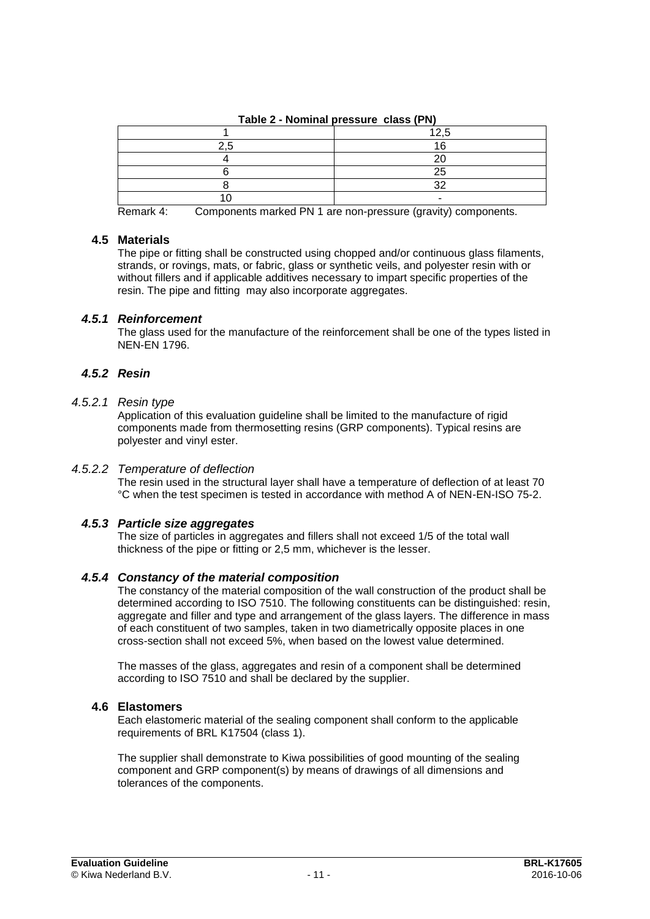**Table 2 - Nominal pressure class (PN)**

| | |
|---|---|
| 1 | 12,5 |
| 2,5 | 16 |
| 4 | 20 |
| 6 | 25 |
| 8 | 32 |
| 10 | - |

Remark 4: Components marked PN 1 are non-pressure (gravity) components.

## 4.5 Materials

The pipe or fitting shall be constructed using chopped and/or continuous glass filaments, strands, or rovings, mats, or fabric, glass or synthetic veils, and polyester resin with or without fillers and if applicable additives necessary to impart specific properties of the resin. The pipe and fitting may also incorporate aggregates.

### *4.5.1 Reinforcement*

The glass used for the manufacture of the reinforcement shall be one of the types listed in NEN-EN 1796.

### *4.5.2 Resin*

#### *4.5.2.1 Resin type*

Application of this evaluation guideline shall be limited to the manufacture of rigid components made from thermosetting resins (GRP components). Typical resins are polyester and vinyl ester.

#### *4.5.2.2 Temperature of deflection*

The resin used in the structural layer shall have a temperature of deflection of at least 70 °C when the test specimen is tested in accordance with method A of NEN-EN-ISO 75-2.

### *4.5.3 Particle size aggregates*

The size of particles in aggregates and fillers shall not exceed 1/5 of the total wall thickness of the pipe or fitting or 2,5 mm, whichever is the lesser.

### *4.5.4 Constancy of the material composition*

The constancy of the material composition of the wall construction of the product shall be determined according to ISO 7510. The following constituents can be distinguished: resin, aggregate and filler and type and arrangement of the glass layers. The difference in mass of each constituent of two samples, taken in two diametrically opposite places in one cross-section shall not exceed 5%, when based on the lowest value determined.

The masses of the glass, aggregates and resin of a component shall be determined according to ISO 7510 and shall be declared by the supplier.

## 4.6 Elastomers

Each elastomeric material of the sealing component shall conform to the applicable requirements of BRL K17504 (class 1).

The supplier shall demonstrate to Kiwa possibilities of good mounting of the sealing component and GRP component(s) by means of drawings of all dimensions and tolerances of the components.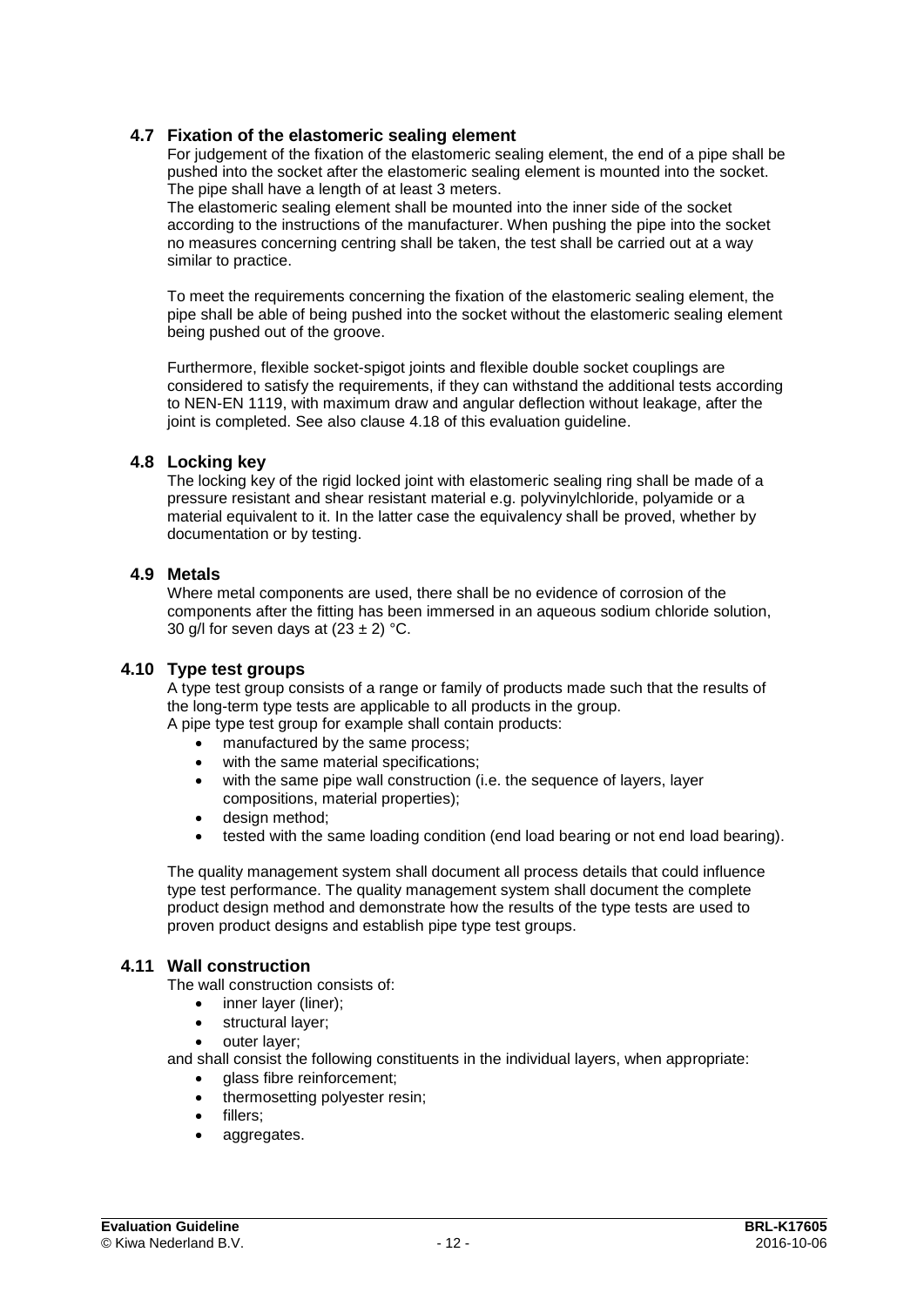## 4.7 Fixation of the elastomeric sealing element

For judgement of the fixation of the elastomeric sealing element, the end of a pipe shall be pushed into the socket after the elastomeric sealing element is mounted into the socket. The pipe shall have a length of at least 3 meters.
The elastomeric sealing element shall be mounted into the inner side of the socket according to the instructions of the manufacturer. When pushing the pipe into the socket no measures concerning centring shall be taken, the test shall be carried out at a way similar to practice.

To meet the requirements concerning the fixation of the elastomeric sealing element, the pipe shall be able of being pushed into the socket without the elastomeric sealing element being pushed out of the groove.

Furthermore, flexible socket-spigot joints and flexible double socket couplings are considered to satisfy the requirements, if they can withstand the additional tests according to NEN-EN 1119, with maximum draw and angular deflection without leakage, after the joint is completed. See also clause 4.18 of this evaluation guideline.

## 4.8 Locking key

The locking key of the rigid locked joint with elastomeric sealing ring shall be made of a pressure resistant and shear resistant material e.g. polyvinylchloride, polyamide or a material equivalent to it. In the latter case the equivalency shall be proved, whether by documentation or by testing.

## 4.9 Metals

Where metal components are used, there shall be no evidence of corrosion of the components after the fitting has been immersed in an aqueous sodium chloride solution, 30 g/l for seven days at $(23 \pm 2)$ °C.

## 4.10 Type test groups

A type test group consists of a range or family of products made such that the results of the long-term type tests are applicable to all products in the group.
A pipe type test group for example shall contain products:

- manufactured by the same process;
- with the same material specifications;
- with the same pipe wall construction (i.e. the sequence of layers, layer compositions, material properties);
- design method;
- tested with the same loading condition (end load bearing or not end load bearing).

The quality management system shall document all process details that could influence type test performance. The quality management system shall document the complete product design method and demonstrate how the results of the type tests are used to proven product designs and establish pipe type test groups.

## 4.11 Wall construction

The wall construction consists of:

- inner layer (liner);
- structural layer;
- outer layer;

and shall consist the following constituents in the individual layers, when appropriate:

- glass fibre reinforcement;
- thermosetting polyester resin;
- fillers;
- aggregates.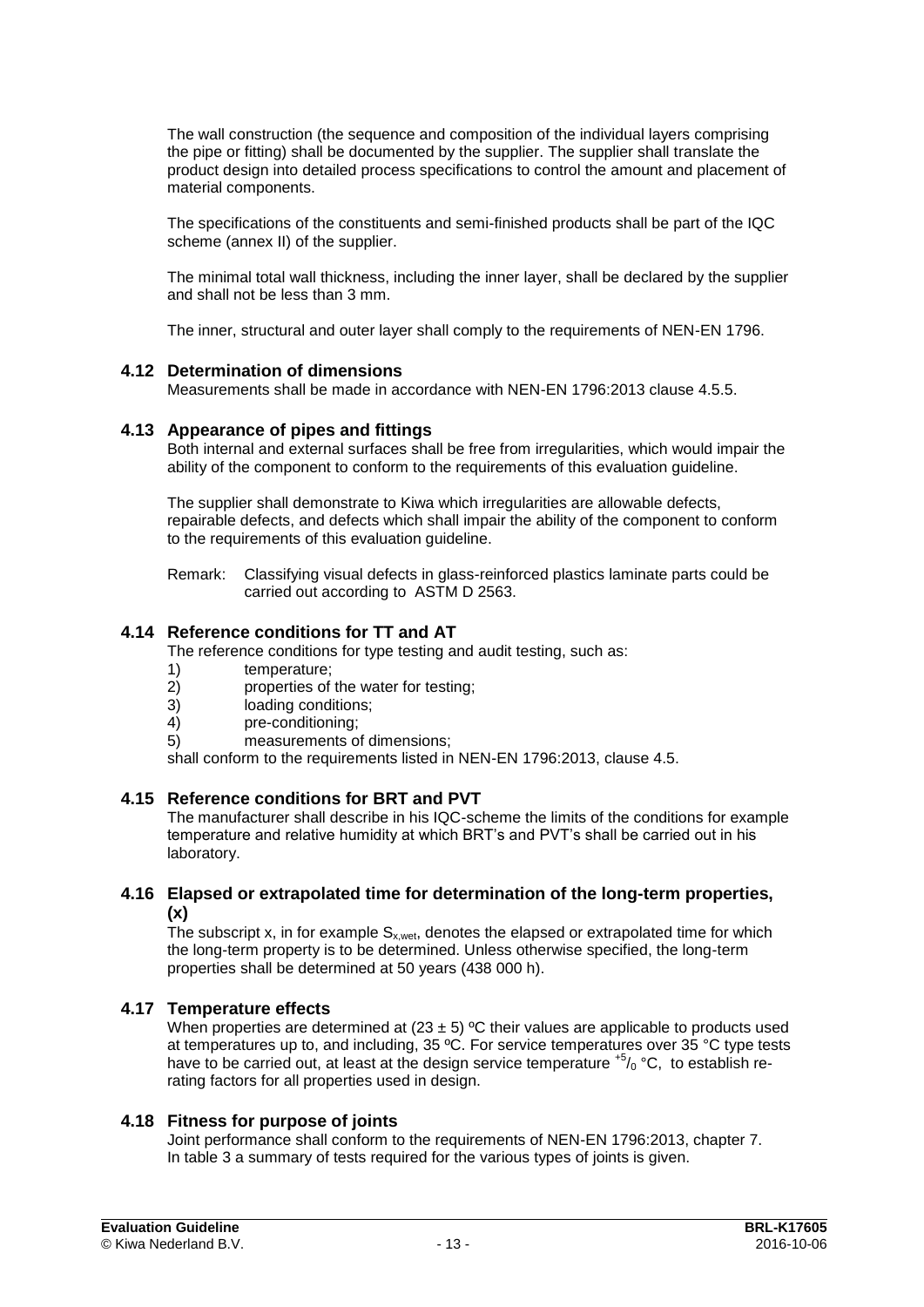The wall construction (the sequence and composition of the individual layers comprising the pipe or fitting) shall be documented by the supplier. The supplier shall translate the product design into detailed process specifications to control the amount and placement of material components.

The specifications of the constituents and semi-finished products shall be part of the IQC scheme (annex II) of the supplier.

The minimal total wall thickness, including the inner layer, shall be declared by the supplier and shall not be less than 3 mm.

The inner, structural and outer layer shall comply to the requirements of NEN-EN 1796.

### 4.12 Determination of dimensions

Measurements shall be made in accordance with NEN-EN 1796:2013 clause 4.5.5.

### 4.13 Appearance of pipes and fittings

Both internal and external surfaces shall be free from irregularities, which would impair the ability of the component to conform to the requirements of this evaluation guideline.

The supplier shall demonstrate to Kiwa which irregularities are allowable defects, repairable defects, and defects which shall impair the ability of the component to conform to the requirements of this evaluation guideline.

Remark: Classifying visual defects in glass-reinforced plastics laminate parts could be carried out according to ASTM D 2563.

### 4.14 Reference conditions for TT and AT

The reference conditions for type testing and audit testing, such as:

1) temperature;
2) properties of the water for testing;
3) loading conditions;
4) pre-conditioning;
5) measurements of dimensions;

shall conform to the requirements listed in NEN-EN 1796:2013, clause 4.5.

### 4.15 Reference conditions for BRT and PVT

The manufacturer shall describe in his IQC-scheme the limits of the conditions for example temperature and relative humidity at which BRT's and PVT's shall be carried out in his laboratory.

### 4.16 Elapsed or extrapolated time for determination of the long-term properties, (x)

The subscript x, in for example $S_{x,wet}$, denotes the elapsed or extrapolated time for which the long-term property is to be determined. Unless otherwise specified, the long-term properties shall be determined at 50 years (438 000 h).

### 4.17 Temperature effects

When properties are determined at $(23 \pm 5)$ ºC their values are applicable to products used at temperatures up to, and including, 35 ºC. For service temperatures over 35 °C type tests have to be carried out, at least at the design service temperature $^{+5}/_{0}$ °C, to establish re-rating factors for all properties used in design.

### 4.18 Fitness for purpose of joints

Joint performance shall conform to the requirements of NEN-EN 1796:2013, chapter 7.
In table 3 a summary of tests required for the various types of joints is given.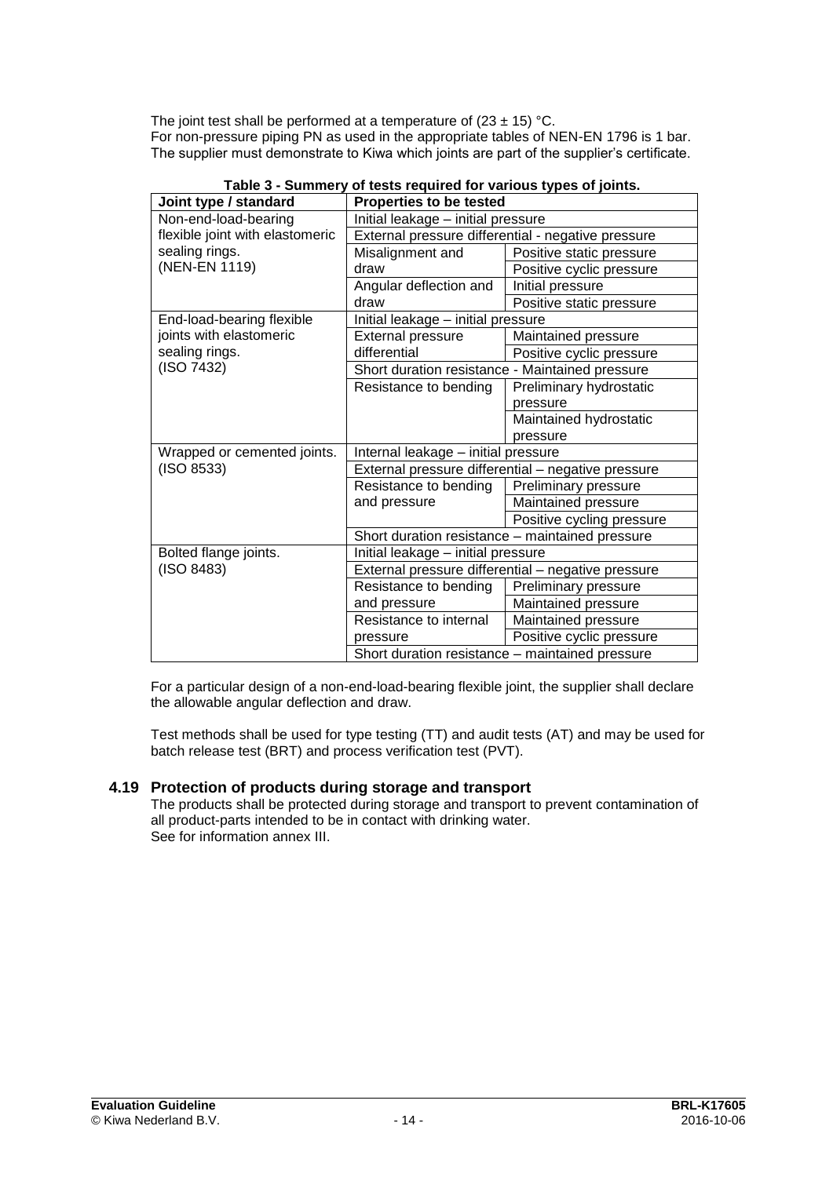The joint test shall be performed at a temperature of (23 ± 15) °C.
For non-pressure piping PN as used in the appropriate tables of NEN-EN 1796 is 1 bar.
The supplier must demonstrate to Kiwa which joints are part of the supplier's certificate.

**Table 3 - Summery of tests required for various types of joints.**

| Joint type / standard | Properties to be tested | |
|---|---|---|
| Non-end-load-bearing flexible joint with elastomeric sealing rings. (NEN-EN 1119) | Initial leakage – initial pressure | |
| | External pressure differential - negative pressure | |
| | Misalignment and draw | Positive static pressure |
| | | Positive cyclic pressure |
| | Angular deflection and draw | Initial pressure |
| | | Positive static pressure |
| End-load-bearing flexible joints with elastomeric sealing rings. (ISO 7432) | Initial leakage – initial pressure | |
| | External pressure differential | Maintained pressure |
| | | Positive cyclic pressure |
| | Short duration resistance - Maintained pressure | |
| | Resistance to bending | Preliminary hydrostatic pressure |
| | | Maintained hydrostatic pressure |
| Wrapped or cemented joints. (ISO 8533) | Internal leakage – initial pressure | |
| | External pressure differential – negative pressure | |
| | Resistance to bending and pressure | Preliminary pressure |
| | | Maintained pressure |
| | | Positive cycling pressure |
| | Short duration resistance – maintained pressure | |
| Bolted flange joints. (ISO 8483) | Initial leakage – initial pressure | |
| | External pressure differential – negative pressure | |
| | Resistance to bending and pressure | Preliminary pressure |
| | | Maintained pressure |
| | Resistance to internal pressure | Maintained pressure |
| | | Positive cyclic pressure |
| | Short duration resistance – maintained pressure | |

For a particular design of a non-end-load-bearing flexible joint, the supplier shall declare the allowable angular deflection and draw.

Test methods shall be used for type testing (TT) and audit tests (AT) and may be used for batch release test (BRT) and process verification test (PVT).

## 4.19 Protection of products during storage and transport

The products shall be protected during storage and transport to prevent contamination of all product-parts intended to be in contact with drinking water.
See for information annex III.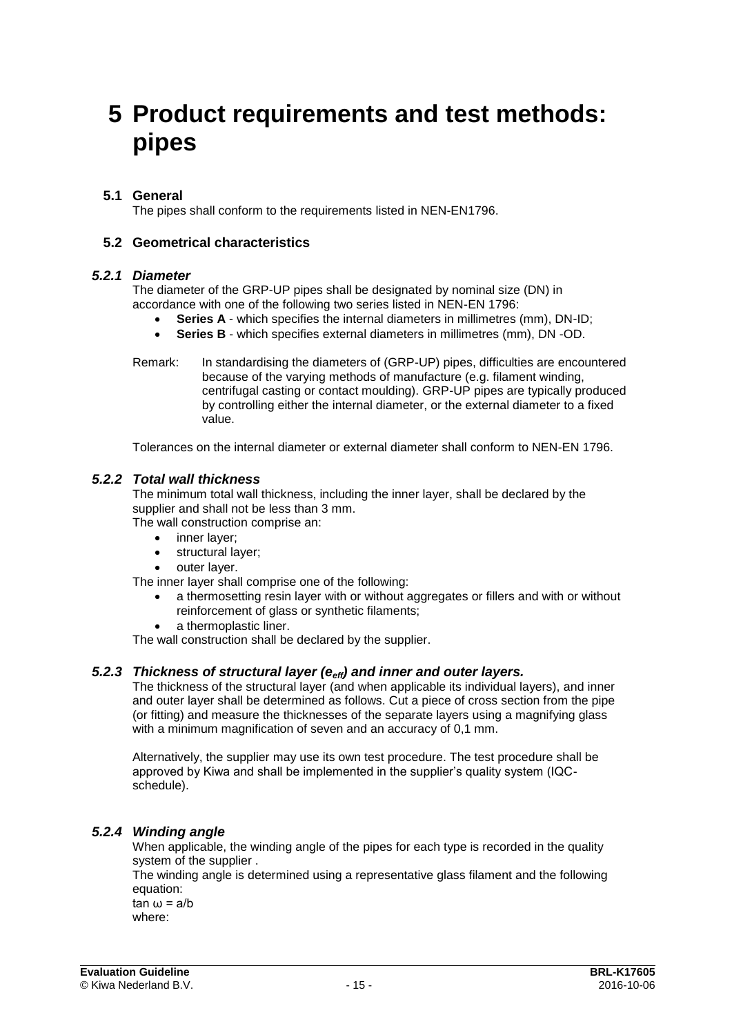#  5 Product requirements and test methods: pipes

## 5.1 General

The pipes shall conform to the requirements listed in NEN-EN1796.

## 5.2 Geometrical characteristics

### *5.2.1 Diameter*

The diameter of the GRP-UP pipes shall be designated by nominal size (DN) in accordance with one of the following two series listed in NEN-EN 1796:

- **Series A** - which specifies the internal diameters in millimetres (mm), DN-ID;
- **Series B** - which specifies external diameters in millimetres (mm), DN -OD.

Remark: In standardising the diameters of (GRP-UP) pipes, difficulties are encountered because of the varying methods of manufacture (e.g. filament winding, centrifugal casting or contact moulding). GRP-UP pipes are typically produced by controlling either the internal diameter, or the external diameter to a fixed value.

Tolerances on the internal diameter or external diameter shall conform to NEN-EN 1796.

### *5.2.2 Total wall thickness*

The minimum total wall thickness, including the inner layer, shall be declared by the supplier and shall not be less than 3 mm.

The wall construction comprise an:

- inner layer;
- structural layer;
- outer layer.

The inner layer shall comprise one of the following:

- a thermosetting resin layer with or without aggregates or fillers and with or without reinforcement of glass or synthetic filaments;
- a thermoplastic liner.

The wall construction shall be declared by the supplier.

### *5.2.3 Thickness of structural layer ($e_{eff}$) and inner and outer layers.*

The thickness of the structural layer (and when applicable its individual layers), and inner and outer layer shall be determined as follows. Cut a piece of cross section from the pipe (or fitting) and measure the thicknesses of the separate layers using a magnifying glass with a minimum magnification of seven and an accuracy of 0,1 mm.

Alternatively, the supplier may use its own test procedure. The test procedure shall be approved by Kiwa and shall be implemented in the supplier's quality system (IQC-schedule).

### *5.2.4 Winding angle*

When applicable, the winding angle of the pipes for each type is recorded in the quality system of the supplier .

The winding angle is determined using a representative glass filament and the following equation:

$\tan \omega = a/b$

where: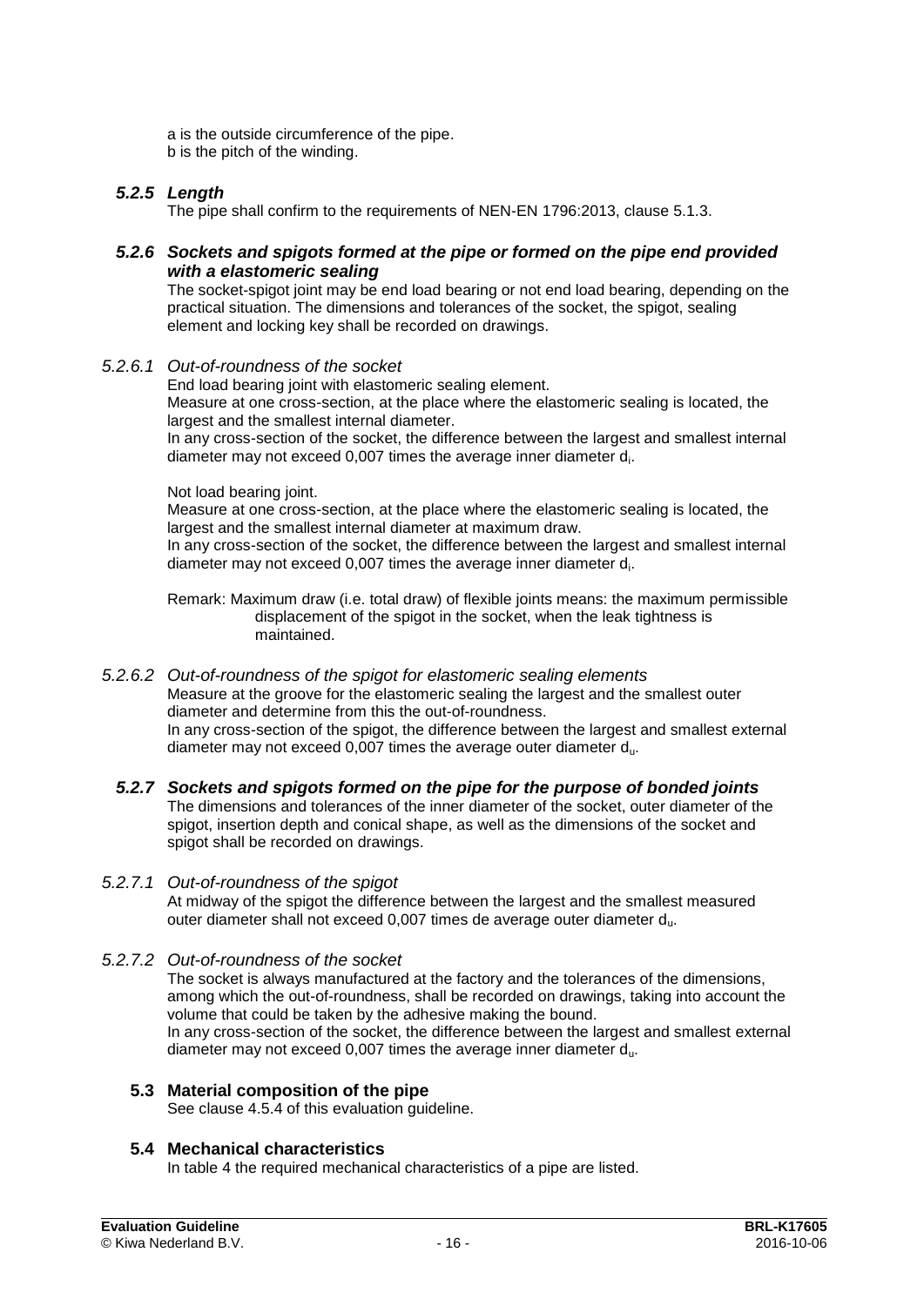a is the outside circumference of the pipe.
b is the pitch of the winding.

### *5.2.5 Length*

The pipe shall confirm to the requirements of NEN-EN 1796:2013, clause 5.1.3.

### *5.2.6 Sockets and spigots formed at the pipe or formed on the pipe end provided with a elastomeric sealing*

The socket-spigot joint may be end load bearing or not end load bearing, depending on the practical situation. The dimensions and tolerances of the socket, the spigot, sealing element and locking key shall be recorded on drawings.

#### *5.2.6.1 Out-of-roundness of the socket*

End load bearing joint with elastomeric sealing element.
Measure at one cross-section, at the place where the elastomeric sealing is located, the largest and the smallest internal diameter.
In any cross-section of the socket, the difference between the largest and smallest internal diameter may not exceed 0,007 times the average inner diameter $d_i$.

Not load bearing joint.
Measure at one cross-section, at the place where the elastomeric sealing is located, the largest and the smallest internal diameter at maximum draw.
In any cross-section of the socket, the difference between the largest and smallest internal diameter may not exceed 0,007 times the average inner diameter $d_i$.

Remark: Maximum draw (i.e. total draw) of flexible joints means: the maximum permissible displacement of the spigot in the socket, when the leak tightness is maintained.

#### *5.2.6.2 Out-of-roundness of the spigot for elastomeric sealing elements*

Measure at the groove for the elastomeric sealing the largest and the smallest outer diameter and determine from this the out-of-roundness.
In any cross-section of the spigot, the difference between the largest and smallest external diameter may not exceed 0,007 times the average outer diameter $d_u$.

### *5.2.7 Sockets and spigots formed on the pipe for the purpose of bonded joints*

The dimensions and tolerances of the inner diameter of the socket, outer diameter of the spigot, insertion depth and conical shape, as well as the dimensions of the socket and spigot shall be recorded on drawings.

#### *5.2.7.1 Out-of-roundness of the spigot*

At midway of the spigot the difference between the largest and the smallest measured outer diameter shall not exceed 0,007 times de average outer diameter $d_u$.

#### *5.2.7.2 Out-of-roundness of the socket*

The socket is always manufactured at the factory and the tolerances of the dimensions, among which the out-of-roundness, shall be recorded on drawings, taking into account the volume that could be taken by the adhesive making the bound.
In any cross-section of the socket, the difference between the largest and smallest external diameter may not exceed 0,007 times the average inner diameter $d_u$.

## 5.3 Material composition of the pipe

See clause 4.5.4 of this evaluation guideline.

## 5.4 Mechanical characteristics

In table 4 the required mechanical characteristics of a pipe are listed.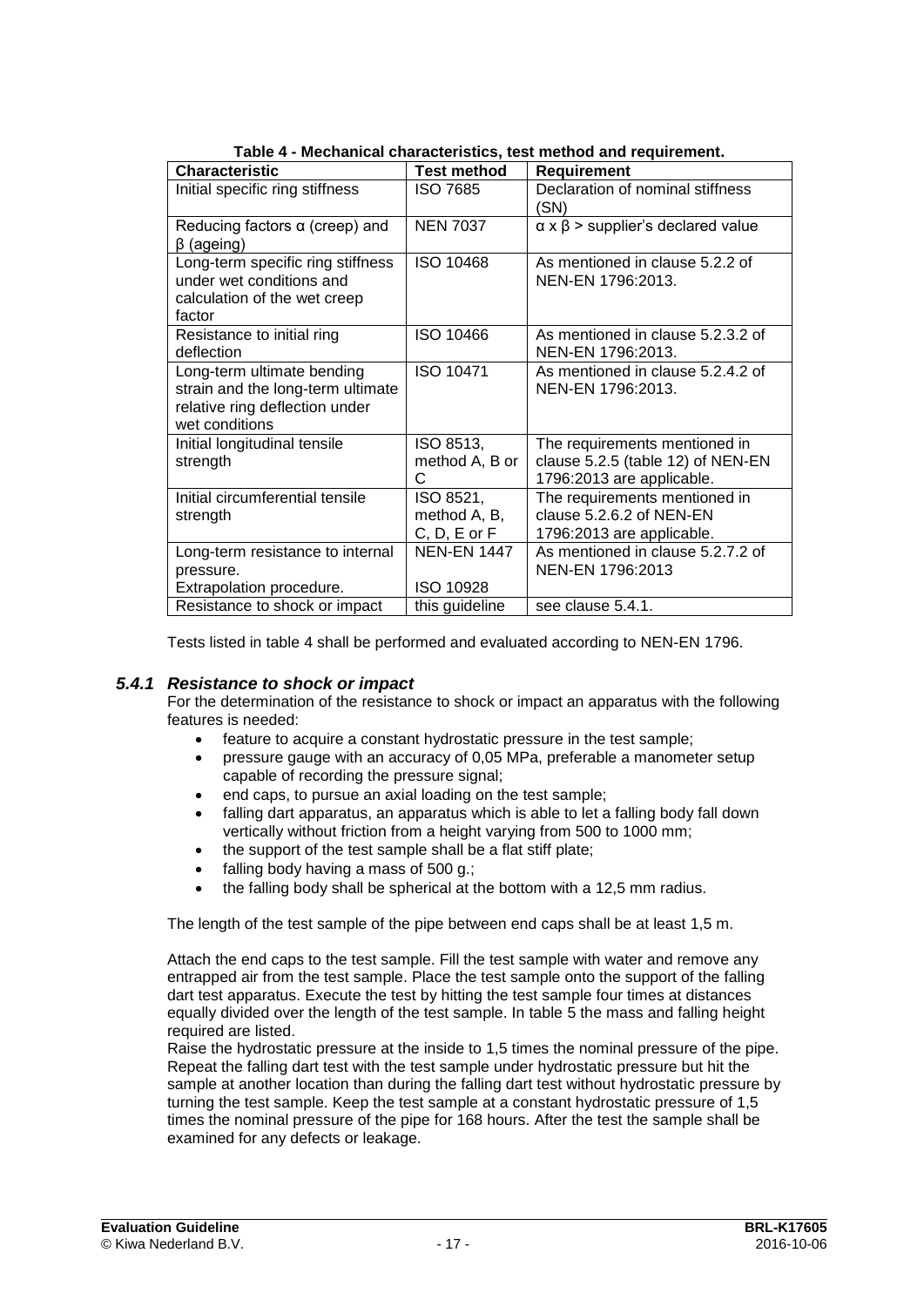**Table 4 - Mechanical characteristics, test method and requirement.**

| Characteristic | Test method | Requirement |
|---|---|---|
| Initial specific ring stiffness | ISO 7685 | Declaration of nominal stiffness (SN) |
| Reducing factors α (creep) and β (ageing) | NEN 7037 | α x β > supplier's declared value |
| Long-term specific ring stiffness under wet conditions and calculation of the wet creep factor | ISO 10468 | As mentioned in clause 5.2.2 of NEN-EN 1796:2013. |
| Resistance to initial ring deflection | ISO 10466 | As mentioned in clause 5.2.3.2 of NEN-EN 1796:2013. |
| Long-term ultimate bending strain and the long-term ultimate relative ring deflection under wet conditions | ISO 10471 | As mentioned in clause 5.2.4.2 of NEN-EN 1796:2013. |
| Initial longitudinal tensile strength | ISO 8513, method A, B or C | The requirements mentioned in clause 5.2.5 (table 12) of NEN-EN 1796:2013 are applicable. |
| Initial circumferential tensile strength | ISO 8521, method A, B, C, D, E or F | The requirements mentioned in clause 5.2.6.2 of NEN-EN 1796:2013 are applicable. |
| Long-term resistance to internal pressure. Extrapolation procedure. | NEN-EN 1447 ISO 10928 | As mentioned in clause 5.2.7.2 of NEN-EN 1796:2013 |
| Resistance to shock or impact | this guideline | see clause 5.4.1. |

Tests listed in table 4 shall be performed and evaluated according to NEN-EN 1796.

### *5.4.1 Resistance to shock or impact*

For the determination of the resistance to shock or impact an apparatus with the following features is needed:

- feature to acquire a constant hydrostatic pressure in the test sample;
- pressure gauge with an accuracy of 0,05 MPa, preferable a manometer setup capable of recording the pressure signal;
- end caps, to pursue an axial loading on the test sample;
- falling dart apparatus, an apparatus which is able to let a falling body fall down vertically without friction from a height varying from 500 to 1000 mm;
- the support of the test sample shall be a flat stiff plate;
- falling body having a mass of 500 g.;
- the falling body shall be spherical at the bottom with a 12,5 mm radius.

The length of the test sample of the pipe between end caps shall be at least 1,5 m.

Attach the end caps to the test sample. Fill the test sample with water and remove any entrapped air from the test sample. Place the test sample onto the support of the falling dart test apparatus. Execute the test by hitting the test sample four times at distances equally divided over the length of the test sample. In table 5 the mass and falling height required are listed.
Raise the hydrostatic pressure at the inside to 1,5 times the nominal pressure of the pipe. Repeat the falling dart test with the test sample under hydrostatic pressure but hit the sample at another location than during the falling dart test without hydrostatic pressure by turning the test sample. Keep the test sample at a constant hydrostatic pressure of 1,5 times the nominal pressure of the pipe for 168 hours. After the test the sample shall be examined for any defects or leakage.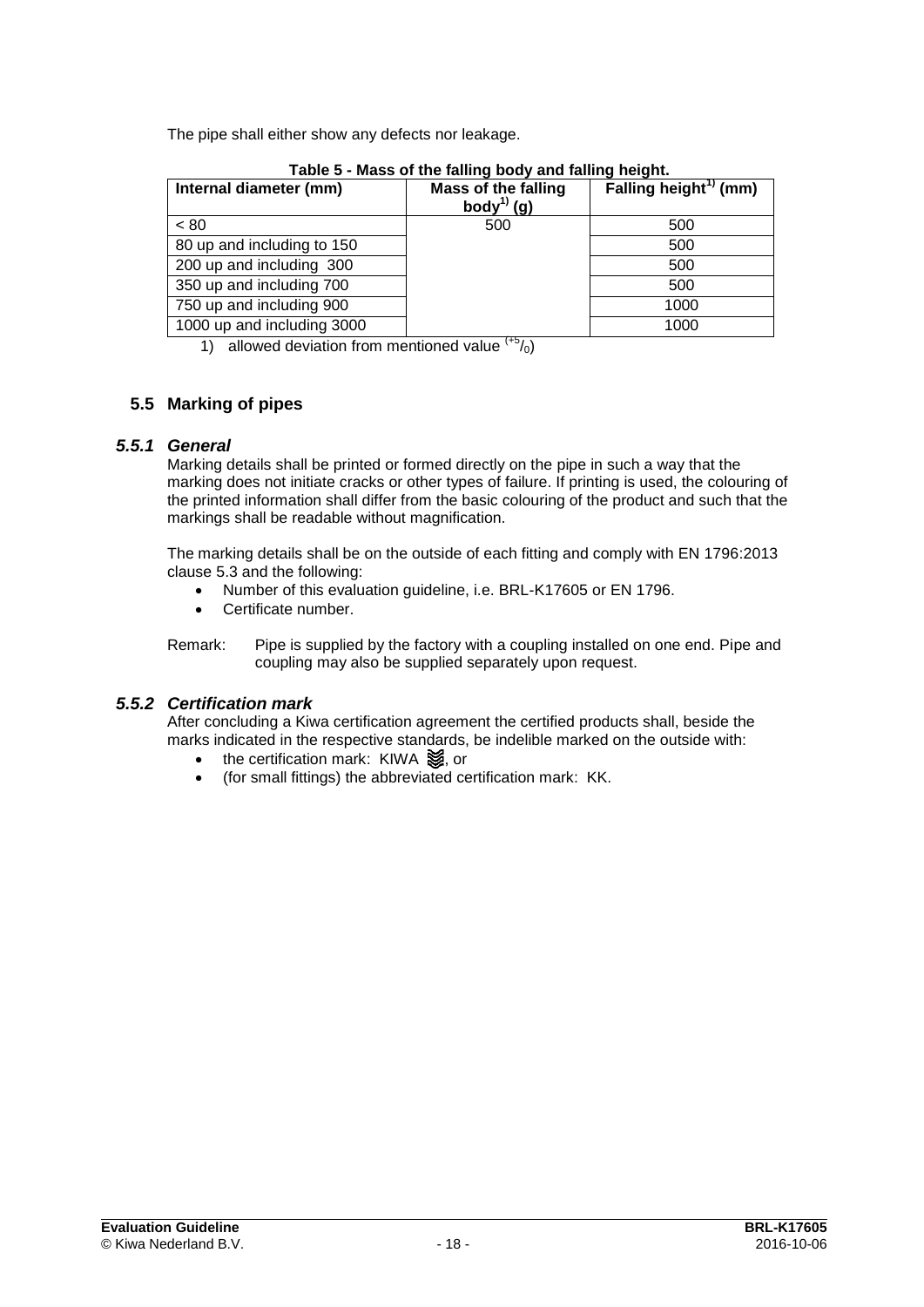The pipe shall either show any defects nor leakage.

**Table 5 - Mass of the falling body and falling height.**

| Internal diameter (mm) | Mass of the falling body[1] (g) | Falling height[1] (mm) |
|---|---|---|
| < 80 | 500 | 500 |
| 80 up and including to 150 | | 500 |
| 200 up and including 300 | | 500 |
| 350 up and including 700 | | 500 |
| 750 up and including 900 | | 1000 |
| 1000 up and including 3000 | | 1000 |

1) allowed deviation from mentioned value ($^{+5}/_{0}$)

## 5.5 Marking of pipes

### *5.5.1 General*

Marking details shall be printed or formed directly on the pipe in such a way that the marking does not initiate cracks or other types of failure. If printing is used, the colouring of the printed information shall differ from the basic colouring of the product and such that the markings shall be readable without magnification.

The marking details shall be on the outside of each fitting and comply with EN 1796:2013 clause 5.3 and the following:

- Number of this evaluation guideline, i.e. BRL-K17605 or EN 1796.
- Certificate number.

Remark: Pipe is supplied by the factory with a coupling installed on one end. Pipe and coupling may also be supplied separately upon request.

### *5.5.2 Certification mark*

After concluding a Kiwa certification agreement the certified products shall, beside the marks indicated in the respective standards, be indelible marked on the outside with:

- the certification mark: KIWA ≋, or
- (for small fittings) the abbreviated certification mark: KK.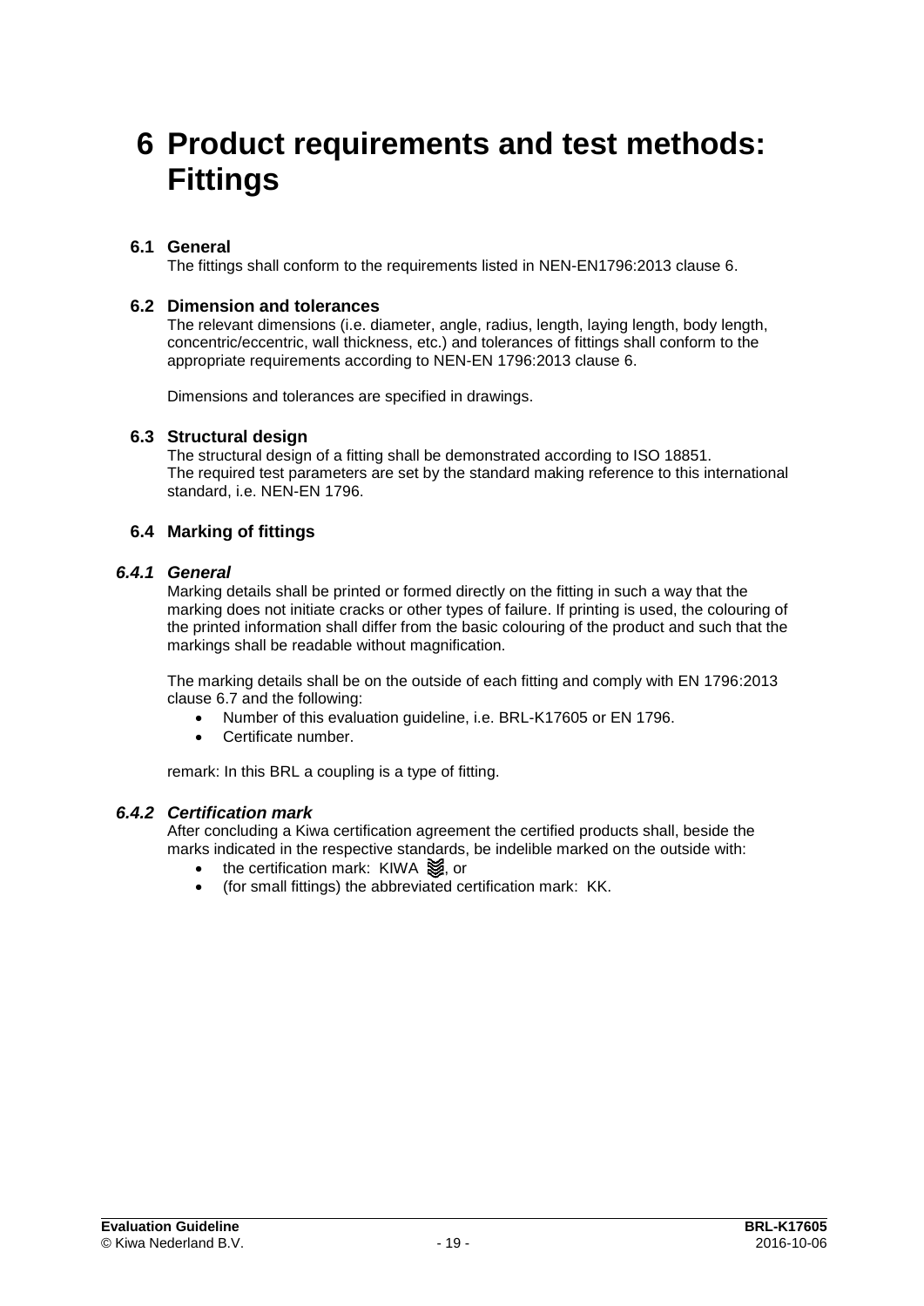# 6 Product requirements and test methods: Fittings

## 6.1 General

The fittings shall conform to the requirements listed in NEN-EN1796:2013 clause 6.

## 6.2 Dimension and tolerances

The relevant dimensions (i.e. diameter, angle, radius, length, laying length, body length, concentric/eccentric, wall thickness, etc.) and tolerances of fittings shall conform to the appropriate requirements according to NEN-EN 1796:2013 clause 6.

Dimensions and tolerances are specified in drawings.

## 6.3 Structural design

The structural design of a fitting shall be demonstrated according to ISO 18851.
The required test parameters are set by the standard making reference to this international standard, i.e. NEN-EN 1796.

## 6.4 Marking of fittings

### *6.4.1 General*

Marking details shall be printed or formed directly on the fitting in such a way that the marking does not initiate cracks or other types of failure. If printing is used, the colouring of the printed information shall differ from the basic colouring of the product and such that the markings shall be readable without magnification.

The marking details shall be on the outside of each fitting and comply with EN 1796:2013 clause 6.7 and the following:

- Number of this evaluation guideline, i.e. BRL-K17605 or EN 1796.
- Certificate number.

remark: In this BRL a coupling is a type of fitting.

### *6.4.2 Certification mark*

After concluding a Kiwa certification agreement the certified products shall, beside the marks indicated in the respective standards, be indelible marked on the outside with:

- the certification mark: KIWA ≋, or
- (for small fittings) the abbreviated certification mark: KK.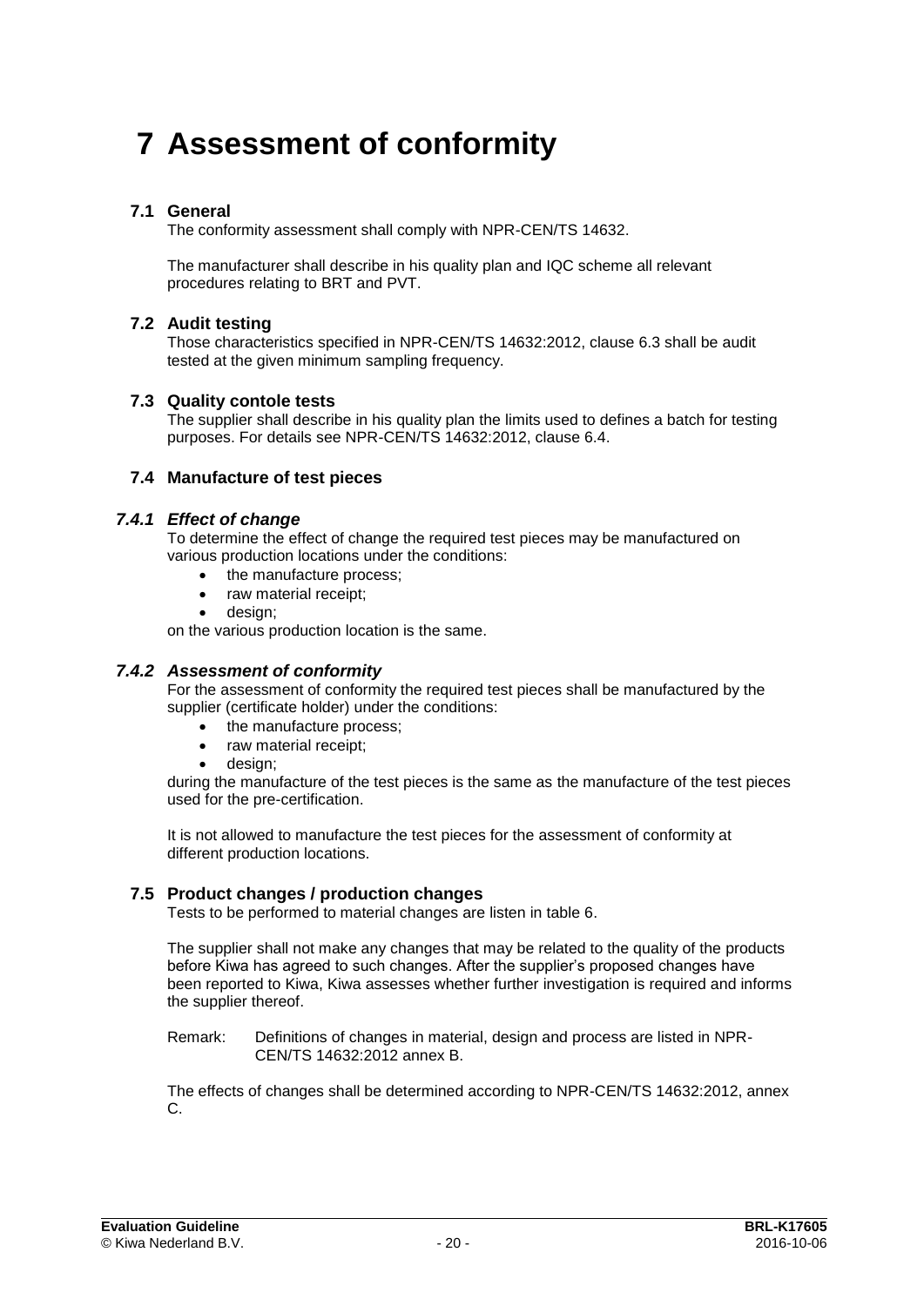# 7 Assessment of conformity

## 7.1 General

The conformity assessment shall comply with NPR-CEN/TS 14632.

The manufacturer shall describe in his quality plan and IQC scheme all relevant procedures relating to BRT and PVT.

## 7.2 Audit testing

Those characteristics specified in NPR-CEN/TS 14632:2012, clause 6.3 shall be audit tested at the given minimum sampling frequency.

## 7.3 Quality contole tests

The supplier shall describe in his quality plan the limits used to defines a batch for testing purposes. For details see NPR-CEN/TS 14632:2012, clause 6.4.

## 7.4 Manufacture of test pieces

### *7.4.1 Effect of change*

To determine the effect of change the required test pieces may be manufactured on various production locations under the conditions:

- the manufacture process;
- raw material receipt;
- design;

on the various production location is the same.

### *7.4.2 Assessment of conformity*

For the assessment of conformity the required test pieces shall be manufactured by the supplier (certificate holder) under the conditions:

- the manufacture process;
- raw material receipt;
- design;

during the manufacture of the test pieces is the same as the manufacture of the test pieces used for the pre-certification.

It is not allowed to manufacture the test pieces for the assessment of conformity at different production locations.

## 7.5 Product changes / production changes

Tests to be performed to material changes are listen in table 6.

The supplier shall not make any changes that may be related to the quality of the products before Kiwa has agreed to such changes. After the supplier's proposed changes have been reported to Kiwa, Kiwa assesses whether further investigation is required and informs the supplier thereof.

Remark: Definitions of changes in material, design and process are listed in NPR-CEN/TS 14632:2012 annex B.

The effects of changes shall be determined according to NPR-CEN/TS 14632:2012, annex C.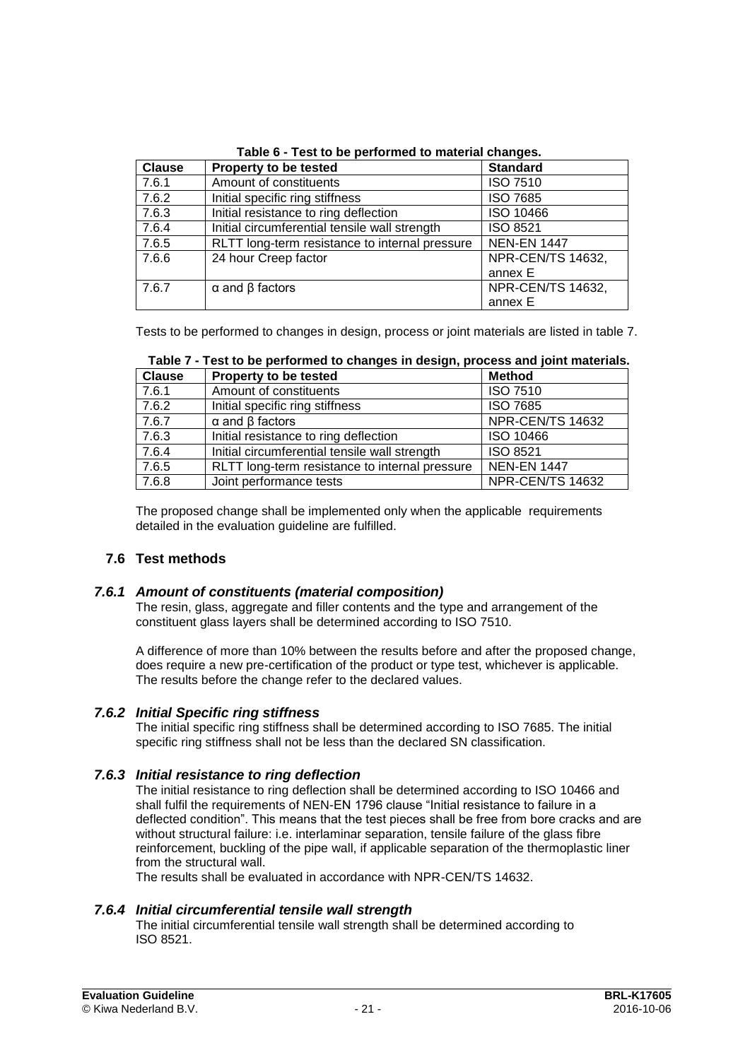**Table 6 - Test to be performed to material changes.**

| Clause | Property to be tested | Standard |
|---|---|---|
| 7.6.1 | Amount of constituents | ISO 7510 |
| 7.6.2 | Initial specific ring stiffness | ISO 7685 |
| 7.6.3 | Initial resistance to ring deflection | ISO 10466 |
| 7.6.4 | Initial circumferential tensile wall strength | ISO 8521 |
| 7.6.5 | RLTT long-term resistance to internal pressure | NEN-EN 1447 |
| 7.6.6 | 24 hour Creep factor | NPR-CEN/TS 14632, annex E |
| 7.6.7 | α and β factors | NPR-CEN/TS 14632, annex E |

Tests to be performed to changes in design, process or joint materials are listed in table 7.

**Table 7 - Test to be performed to changes in design, process and joint materials.**

| Clause | Property to be tested | Method |
|---|---|---|
| 7.6.1 | Amount of constituents | ISO 7510 |
| 7.6.2 | Initial specific ring stiffness | ISO 7685 |
| 7.6.7 | α and β factors | NPR-CEN/TS 14632 |
| 7.6.3 | Initial resistance to ring deflection | ISO 10466 |
| 7.6.4 | Initial circumferential tensile wall strength | ISO 8521 |
| 7.6.5 | RLTT long-term resistance to internal pressure | NEN-EN 1447 |
| 7.6.8 | Joint performance tests | NPR-CEN/TS 14632 |

The proposed change shall be implemented only when the applicable requirements detailed in the evaluation guideline are fulfilled.

## 7.6 Test methods

### *7.6.1 Amount of constituents (material composition)*

The resin, glass, aggregate and filler contents and the type and arrangement of the constituent glass layers shall be determined according to ISO 7510.

A difference of more than 10% between the results before and after the proposed change, does require a new pre-certification of the product or type test, whichever is applicable. The results before the change refer to the declared values.

### *7.6.2 Initial Specific ring stiffness*

The initial specific ring stiffness shall be determined according to ISO 7685. The initial specific ring stiffness shall not be less than the declared SN classification.

### *7.6.3 Initial resistance to ring deflection*

The initial resistance to ring deflection shall be determined according to ISO 10466 and shall fulfil the requirements of NEN-EN 1796 clause "Initial resistance to failure in a deflected condition". This means that the test pieces shall be free from bore cracks and are without structural failure: i.e. interlaminar separation, tensile failure of the glass fibre reinforcement, buckling of the pipe wall, if applicable separation of the thermoplastic liner from the structural wall.

The results shall be evaluated in accordance with NPR-CEN/TS 14632.

### *7.6.4 Initial circumferential tensile wall strength*

The initial circumferential tensile wall strength shall be determined according to ISO 8521.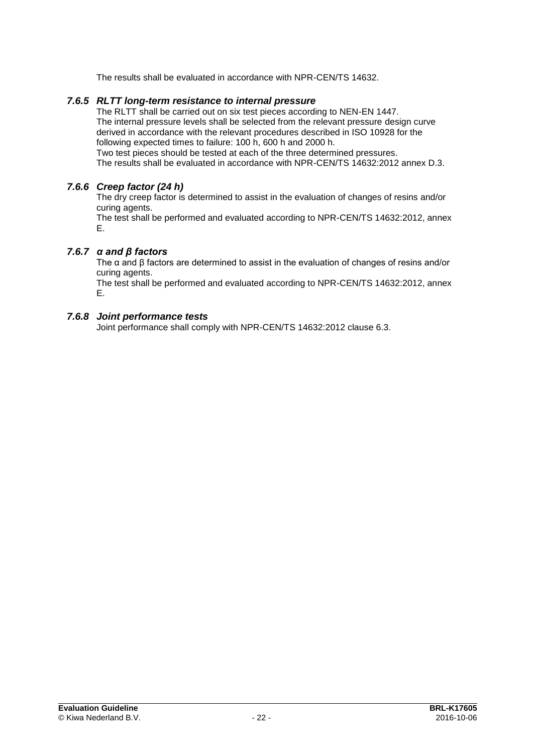The results shall be evaluated in accordance with NPR-CEN/TS 14632.

### *7.6.5 RLTT long-term resistance to internal pressure*

The RLTT shall be carried out on six test pieces according to NEN-EN 1447.
The internal pressure levels shall be selected from the relevant pressure design curve derived in accordance with the relevant procedures described in ISO 10928 for the following expected times to failure: 100 h, 600 h and 2000 h.
Two test pieces should be tested at each of the three determined pressures.
The results shall be evaluated in accordance with NPR-CEN/TS 14632:2012 annex D.3.

### *7.6.6 Creep factor (24 h)*

The dry creep factor is determined to assist in the evaluation of changes of resins and/or curing agents.
The test shall be performed and evaluated according to NPR-CEN/TS 14632:2012, annex E.

### *7.6.7 α and β factors*

The α and β factors are determined to assist in the evaluation of changes of resins and/or curing agents.
The test shall be performed and evaluated according to NPR-CEN/TS 14632:2012, annex E.

### *7.6.8 Joint performance tests*

Joint performance shall comply with NPR-CEN/TS 14632:2012 clause 6.3.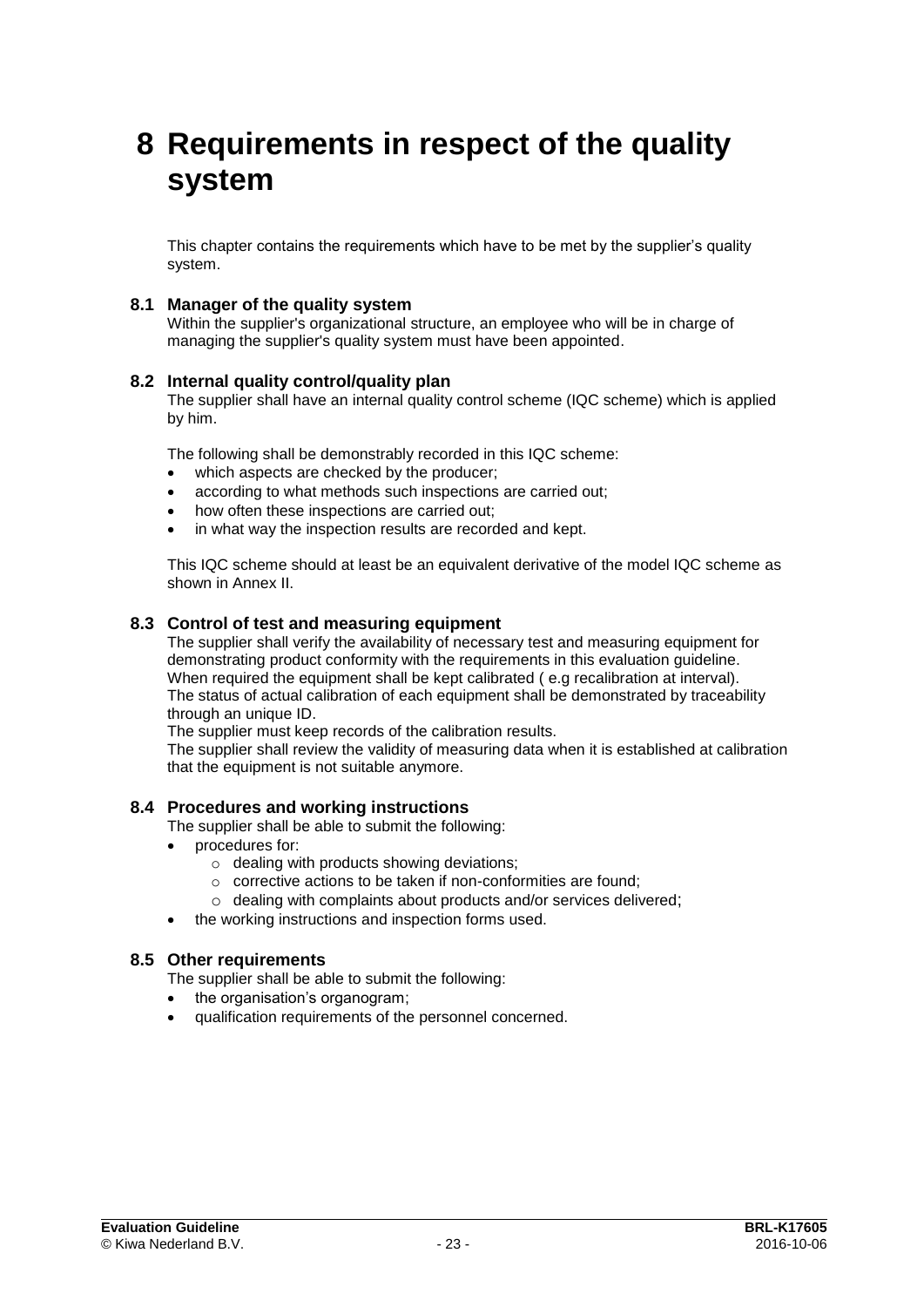# 8 Requirements in respect of the quality system

This chapter contains the requirements which have to be met by the supplier's quality system.

## 8.1 Manager of the quality system

Within the supplier's organizational structure, an employee who will be in charge of managing the supplier's quality system must have been appointed.

## 8.2 Internal quality control/quality plan

The supplier shall have an internal quality control scheme (IQC scheme) which is applied by him.

The following shall be demonstrably recorded in this IQC scheme:

- which aspects are checked by the producer;
- according to what methods such inspections are carried out;
- how often these inspections are carried out;
- in what way the inspection results are recorded and kept.

This IQC scheme should at least be an equivalent derivative of the model IQC scheme as shown in Annex II.

## 8.3 Control of test and measuring equipment

The supplier shall verify the availability of necessary test and measuring equipment for demonstrating product conformity with the requirements in this evaluation guideline.
When required the equipment shall be kept calibrated ( e.g recalibration at interval).
The status of actual calibration of each equipment shall be demonstrated by traceability through an unique ID.
The supplier must keep records of the calibration results.
The supplier shall review the validity of measuring data when it is established at calibration that the equipment is not suitable anymore.

## 8.4 Procedures and working instructions

The supplier shall be able to submit the following:

- procedures for:
  - dealing with products showing deviations;
  - corrective actions to be taken if non-conformities are found;
  - dealing with complaints about products and/or services delivered;
- the working instructions and inspection forms used.

## 8.5 Other requirements

The supplier shall be able to submit the following:

- the organisation's organogram;
- qualification requirements of the personnel concerned.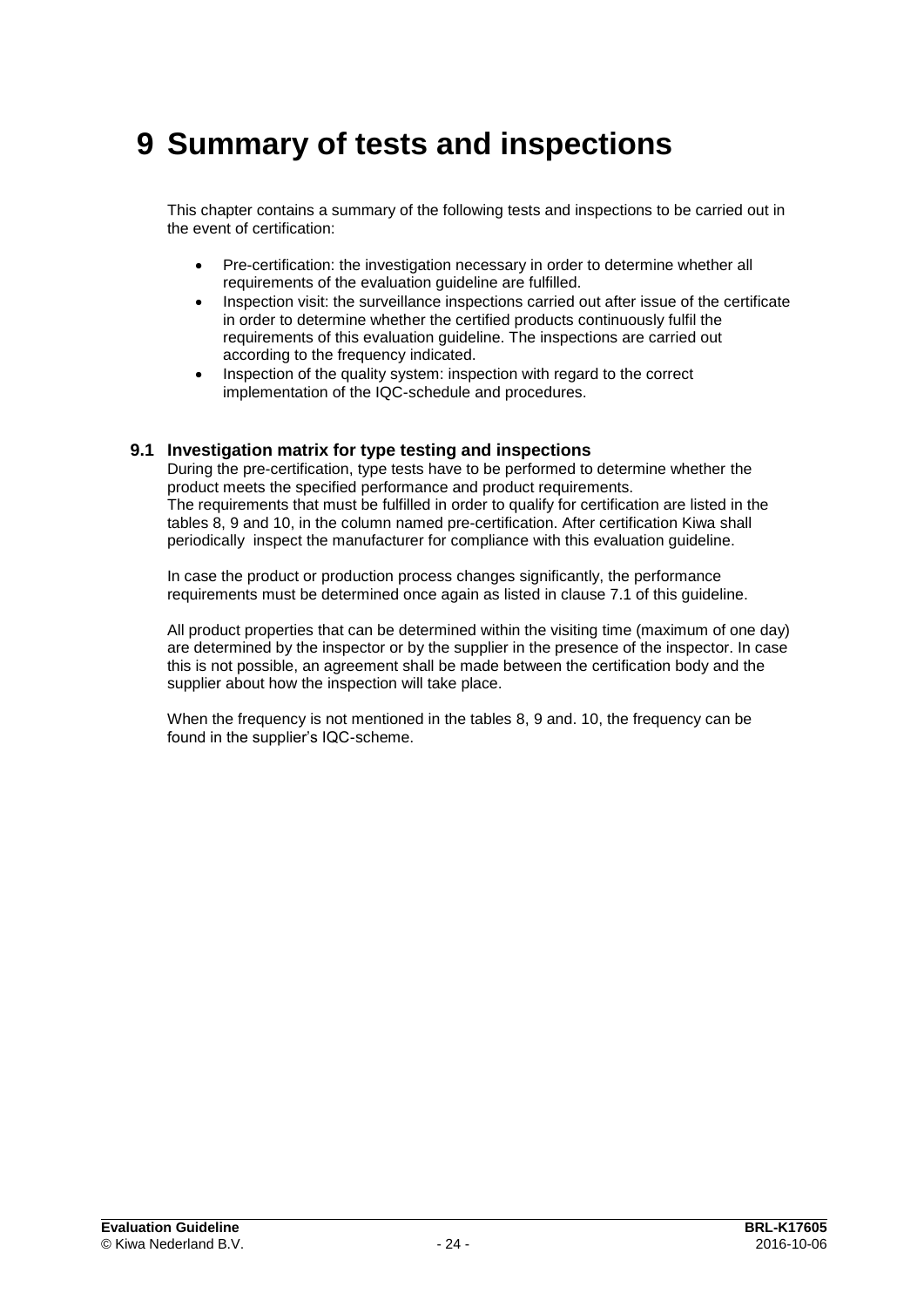# 9 Summary of tests and inspections

This chapter contains a summary of the following tests and inspections to be carried out in the event of certification:

- Pre-certification: the investigation necessary in order to determine whether all requirements of the evaluation guideline are fulfilled.
- Inspection visit: the surveillance inspections carried out after issue of the certificate in order to determine whether the certified products continuously fulfil the requirements of this evaluation guideline. The inspections are carried out according to the frequency indicated.
- Inspection of the quality system: inspection with regard to the correct implementation of the IQC-schedule and procedures.

## 9.1 Investigation matrix for type testing and inspections

During the pre-certification, type tests have to be performed to determine whether the product meets the specified performance and product requirements.
The requirements that must be fulfilled in order to qualify for certification are listed in the tables 8, 9 and 10, in the column named pre-certification. After certification Kiwa shall periodically inspect the manufacturer for compliance with this evaluation guideline.

In case the product or production process changes significantly, the performance requirements must be determined once again as listed in clause 7.1 of this guideline.

All product properties that can be determined within the visiting time (maximum of one day) are determined by the inspector or by the supplier in the presence of the inspector. In case this is not possible, an agreement shall be made between the certification body and the supplier about how the inspection will take place.

When the frequency is not mentioned in the tables 8, 9 and. 10, the frequency can be found in the supplier's IQC-scheme.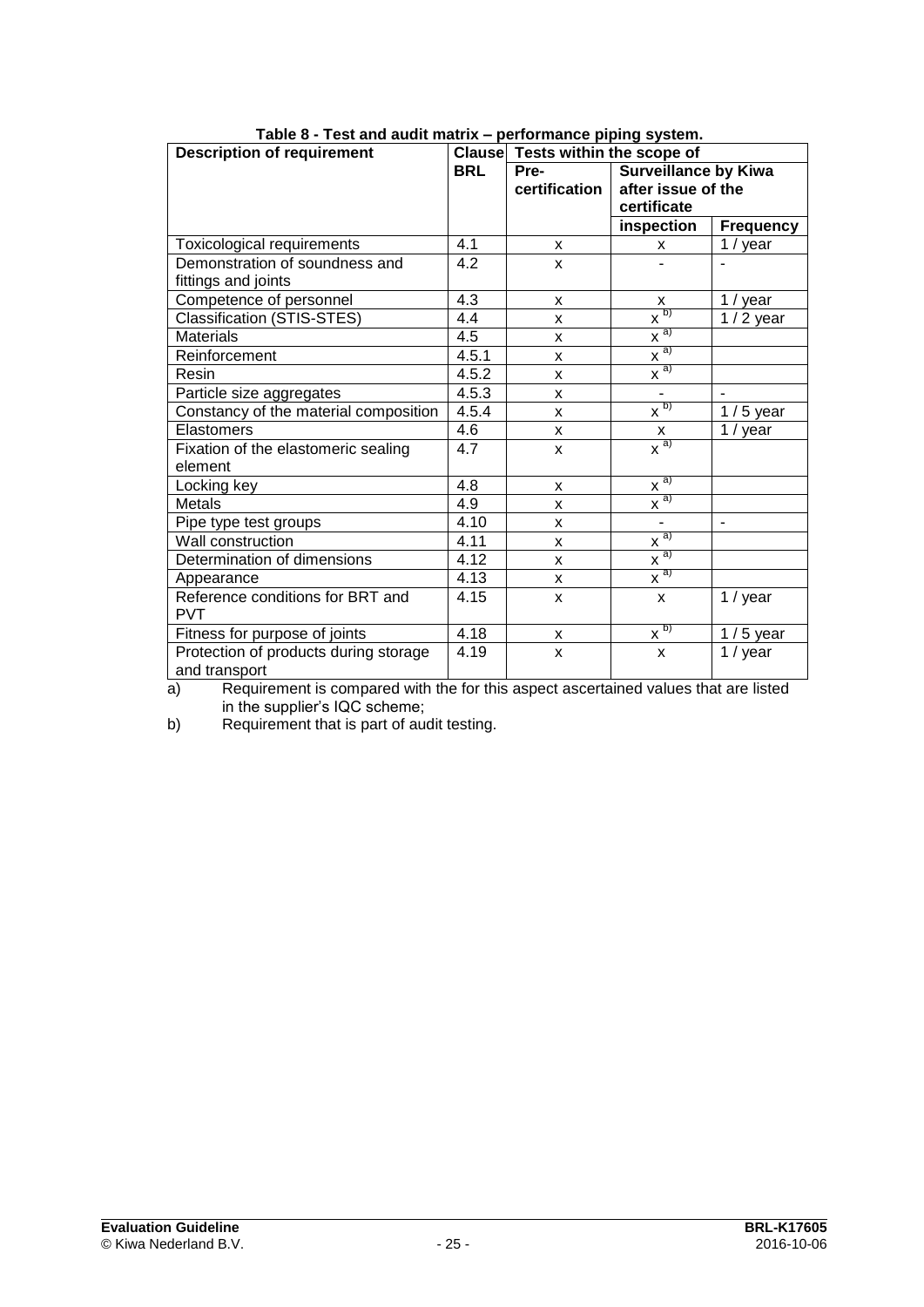**Table 8 - Test and audit matrix – performance piping system.**

| Description of requirement | Clause BRL | Tests within the scope of | | |
|---|---|---|---|---|
| | | Pre-certification | Surveillance by Kiwa after issue of the certificate | |
| | | | inspection | Frequency |
| Toxicological requirements | 4.1 | x | x | 1 / year |
| Demonstration of soundness and fittings and joints | 4.2 | x | - | - |
| Competence of personnel | 4.3 | x | x | 1 / year |
| Classification (STIS-STES) | 4.4 | x | x [b)] | 1 / 2 year |
| Materials | 4.5 | x | x [a)] | |
| Reinforcement | 4.5.1 | x | x [a)] | |
| Resin | 4.5.2 | x | x [a)] | |
| Particle size aggregates | 4.5.3 | x | - | - |
| Constancy of the material composition | 4.5.4 | x | x [b)] | 1 / 5 year |
| Elastomers | 4.6 | x | x | 1 / year |
| Fixation of the elastomeric sealing element | 4.7 | x | x [a)] | |
| Locking key | 4.8 | x | x [a)] | |
| Metals | 4.9 | x | x [a)] | |
| Pipe type test groups | 4.10 | x | - | - |
| Wall construction | 4.11 | x | x [a)] | |
| Determination of dimensions | 4.12 | x | x [a)] | |
| Appearance | 4.13 | x | x [a)] | |
| Reference conditions for BRT and PVT | 4.15 | x | x | 1 / year |
| Fitness for purpose of joints | 4.18 | x | x [b)] | 1 / 5 year |
| Protection of products during storage and transport | 4.19 | x | x | 1 / year |

a) Requirement is compared with the for this aspect ascertained values that are listed in the supplier's IQC scheme;

b) Requirement that is part of audit testing.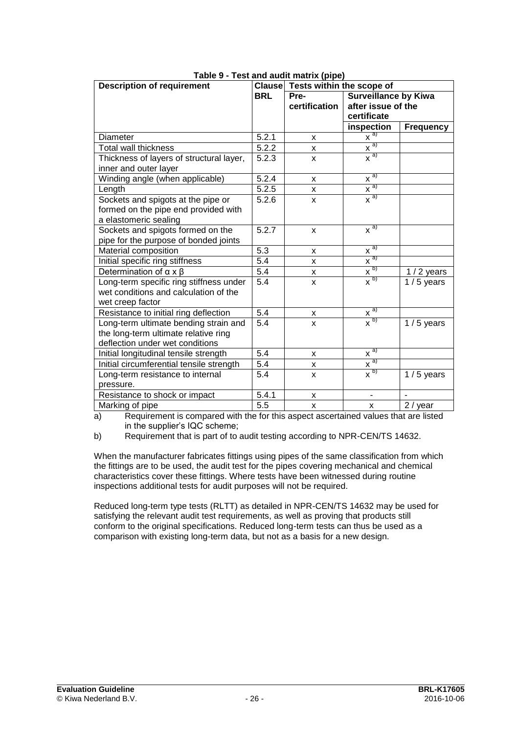**Table 9 - Test and audit matrix (pipe)**

| Description of requirement | Clause BRL | Tests within the scope of | | |
|---|---|---|---|---|
| | | Pre-certification | Surveillance by Kiwa after issue of the certificate | |
| | | | inspection | Frequency |
| Diameter | 5.2.1 | x | x [a)] | |
| Total wall thickness | 5.2.2 | x | x [a)] | |
| Thickness of layers of structural layer, inner and outer layer | 5.2.3 | x | x [a)] | |
| Winding angle (when applicable) | 5.2.4 | x | x [a)] | |
| Length | 5.2.5 | x | x [a)] | |
| Sockets and spigots at the pipe or formed on the pipe end provided with a elastomeric sealing | 5.2.6 | x | x [a)] | |
| Sockets and spigots formed on the pipe for the purpose of bonded joints | 5.2.7 | x | x [a)] | |
| Material composition | 5.3 | x | x [a)] | |
| Initial specific ring stiffness | 5.4 | x | x [a)] | |
| Determination of $\alpha \times \beta$ | 5.4 | x | x [b)] | 1 / 2 years |
| Long-term specific ring stiffness under wet conditions and calculation of the wet creep factor | 5.4 | x | x [b)] | 1 / 5 years |
| Resistance to initial ring deflection | 5.4 | x | x [a)] | |
| Long-term ultimate bending strain and the long-term ultimate relative ring deflection under wet conditions | 5.4 | x | x [b)] | 1 / 5 years |
| Initial longitudinal tensile strength | 5.4 | x | x [a)] | |
| Initial circumferential tensile strength | 5.4 | x | x [a)] | |
| Long-term resistance to internal pressure. | 5.4 | x | x [b)] | 1 / 5 years |
| Resistance to shock or impact | 5.4.1 | x | - | - |
| Marking of pipe | 5.5 | x | x | 2 / year |

a) Requirement is compared with the for this aspect ascertained values that are listed in the supplier's IQC scheme;

b) Requirement that is part of to audit testing according to NPR-CEN/TS 14632.

When the manufacturer fabricates fittings using pipes of the same classification from which the fittings are to be used, the audit test for the pipes covering mechanical and chemical characteristics cover these fittings. Where tests have been witnessed during routine inspections additional tests for audit purposes will not be required.

Reduced long-term type tests (RLTT) as detailed in NPR-CEN/TS 14632 may be used for satisfying the relevant audit test requirements, as well as proving that products still conform to the original specifications. Reduced long-term tests can thus be used as a comparison with existing long-term data, but not as a basis for a new design.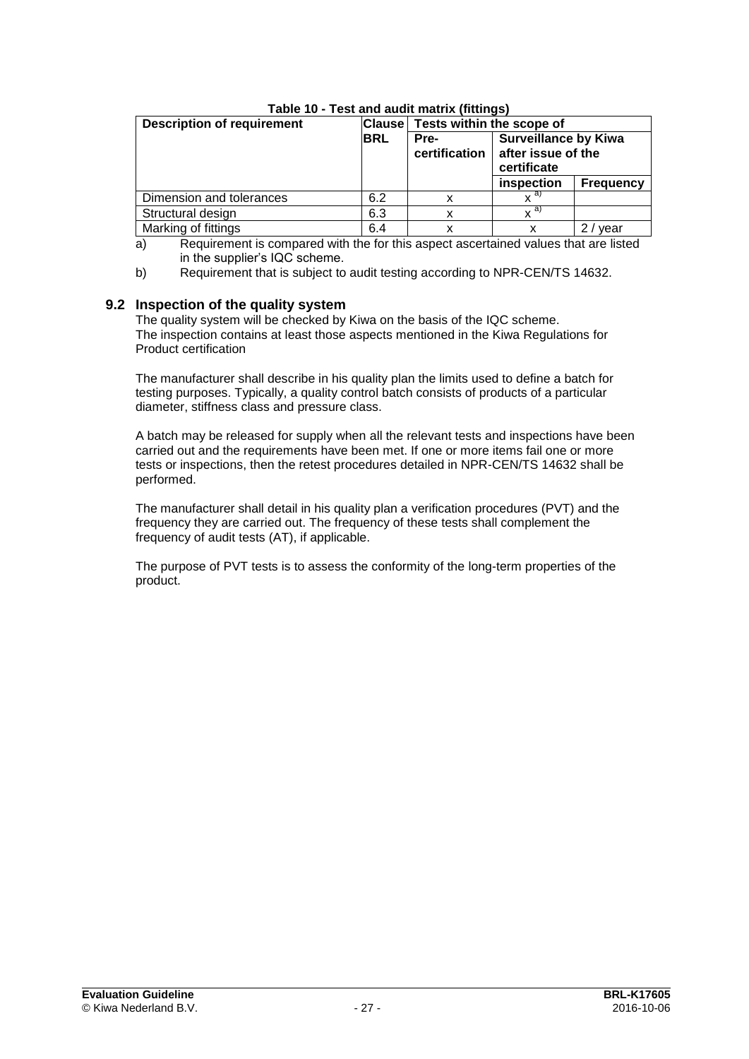**Table 10 - Test and audit matrix (fittings)**

| Description of requirement | Clause BRL | Tests within the scope of | | |
|---|---|---|---|---|
| | | Pre-certification | Surveillance by Kiwa after issue of the certificate | |
| | | | inspection | Frequency |
| Dimension and tolerances | 6.2 | x | x [a)] | |
| Structural design | 6.3 | x | x [a)] | |
| Marking of fittings | 6.4 | x | x | 2 / year |

a) Requirement is compared with the for this aspect ascertained values that are listed in the supplier's IQC scheme.

b) Requirement that is subject to audit testing according to NPR-CEN/TS 14632.

## 9.2 Inspection of the quality system

The quality system will be checked by Kiwa on the basis of the IQC scheme.
The inspection contains at least those aspects mentioned in the Kiwa Regulations for Product certification

The manufacturer shall describe in his quality plan the limits used to define a batch for testing purposes. Typically, a quality control batch consists of products of a particular diameter, stiffness class and pressure class.

A batch may be released for supply when all the relevant tests and inspections have been carried out and the requirements have been met. If one or more items fail one or more tests or inspections, then the retest procedures detailed in NPR-CEN/TS 14632 shall be performed.

The manufacturer shall detail in his quality plan a verification procedures (PVT) and the frequency they are carried out. The frequency of these tests shall complement the frequency of audit tests (AT), if applicable.

The purpose of PVT tests is to assess the conformity of the long-term properties of the product.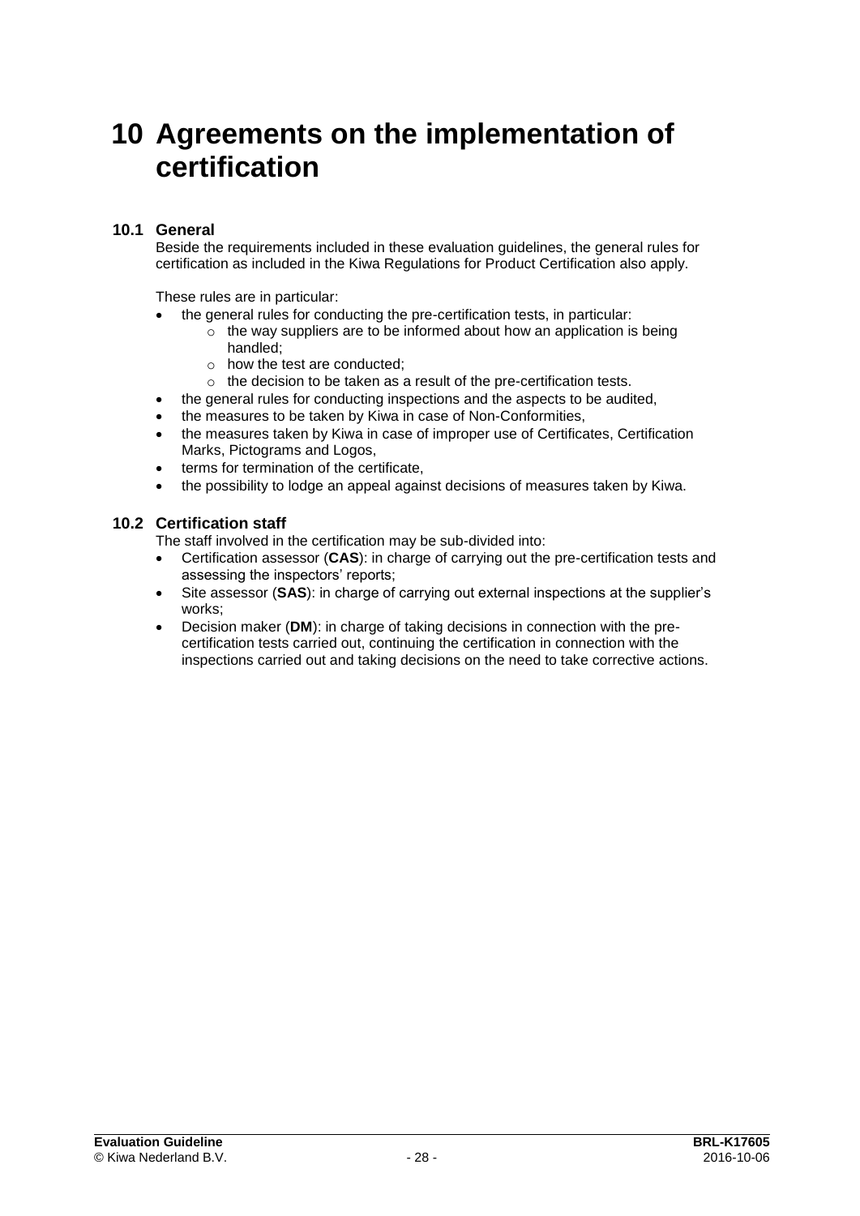# 10 Agreements on the implementation of certification

## 10.1 General

Beside the requirements included in these evaluation guidelines, the general rules for certification as included in the Kiwa Regulations for Product Certification also apply.

These rules are in particular:

- the general rules for conducting the pre-certification tests, in particular:
  - the way suppliers are to be informed about how an application is being handled;
  - how the test are conducted;
  - the decision to be taken as a result of the pre-certification tests.
- the general rules for conducting inspections and the aspects to be audited,
- the measures to be taken by Kiwa in case of Non-Conformities,
- the measures taken by Kiwa in case of improper use of Certificates, Certification Marks, Pictograms and Logos,
- terms for termination of the certificate,
- the possibility to lodge an appeal against decisions of measures taken by Kiwa.

## 10.2 Certification staff

The staff involved in the certification may be sub-divided into:

- Certification assessor (**CAS**): in charge of carrying out the pre-certification tests and assessing the inspectors' reports;
- Site assessor (**SAS**): in charge of carrying out external inspections at the supplier's works;
- Decision maker (**DM**): in charge of taking decisions in connection with the pre-certification tests carried out, continuing the certification in connection with the inspections carried out and taking decisions on the need to take corrective actions.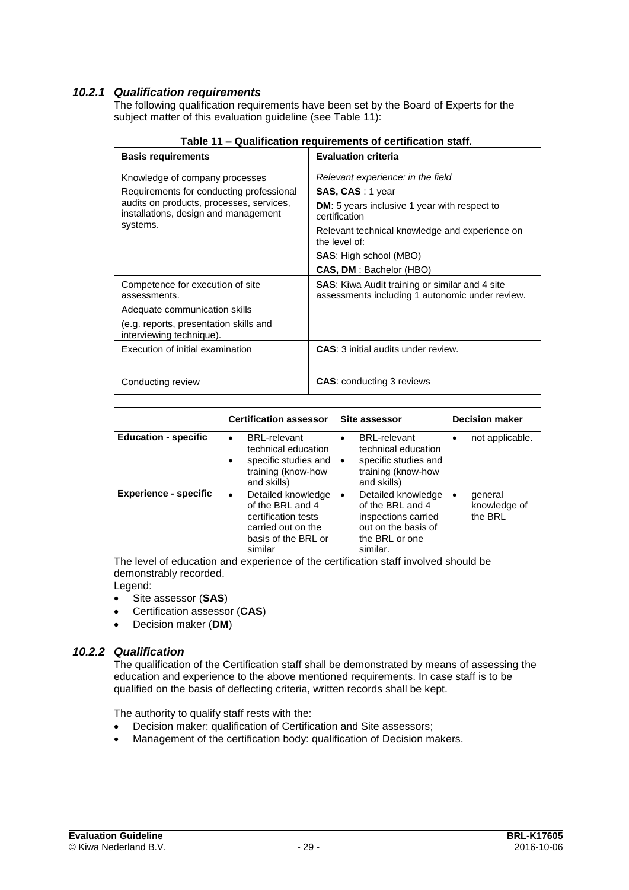### *10.2.1 Qualification requirements*

The following qualification requirements have been set by the Board of Experts for the subject matter of this evaluation guideline (see Table 11):

**Table 11 – Qualification requirements of certification staff.**

| Basis requirements | Evaluation criteria |
|---|---|
| Knowledge of company processes<br>Requirements for conducting professional audits on products, processes, services, installations, design and management systems. | *Relevant experience: in the field*<br>**SAS, CAS** : 1 year<br>**DM**: 5 years inclusive 1 year with respect to certification<br>Relevant technical knowledge and experience on the level of:<br>**SAS**: High school (MBO)<br>**CAS, DM** : Bachelor (HBO) |
| Competence for execution of site assessments.<br>Adequate communication skills<br>(e.g. reports, presentation skills and interviewing technique). | **SAS**: Kiwa Audit training or similar and 4 site assessments including 1 autonomic under review. |
| Execution of initial examination | **CAS**: 3 initial audits under review. |
| Conducting review | **CAS**: conducting 3 reviews |

| | Certification assessor | Site assessor | Decision maker |
|---|---|---|---|
| **Education - specific** | • BRL-relevant technical education<br>• specific studies and training (know-how and skills) | • BRL-relevant technical education<br>• specific studies and training (know-how and skills) | • not applicable. |
| **Experience - specific** | • Detailed knowledge of the BRL and 4 certification tests carried out on the basis of the BRL or similar | • Detailed knowledge of the BRL and 4 inspections carried out on the basis of the BRL or one similar. | • general knowledge of the BRL |

The level of education and experience of the certification staff involved should be demonstrably recorded.

Legend:

- Site assessor (**SAS**)
- Certification assessor (**CAS**)
- Decision maker (**DM**)

### *10.2.2 Qualification*

The qualification of the Certification staff shall be demonstrated by means of assessing the education and experience to the above mentioned requirements. In case staff is to be qualified on the basis of deflecting criteria, written records shall be kept.

The authority to qualify staff rests with the:

- Decision maker: qualification of Certification and Site assessors;
- Management of the certification body: qualification of Decision makers.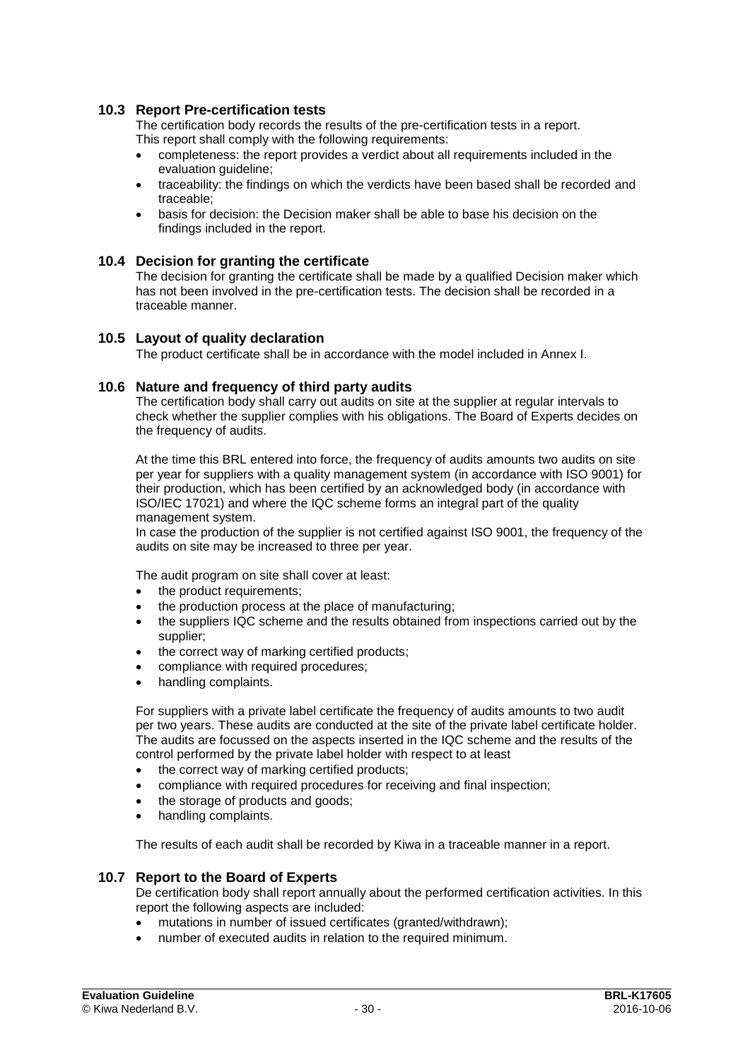## 10.3 Report Pre-certification tests

The certification body records the results of the pre-certification tests in a report. This report shall comply with the following requirements:

- completeness: the report provides a verdict about all requirements included in the evaluation guideline;
- traceability: the findings on which the verdicts have been based shall be recorded and traceable;
- basis for decision: the Decision maker shall be able to base his decision on the findings included in the report.

## 10.4 Decision for granting the certificate

The decision for granting the certificate shall be made by a qualified Decision maker which has not been involved in the pre-certification tests. The decision shall be recorded in a traceable manner.

## 10.5 Layout of quality declaration

The product certificate shall be in accordance with the model included in Annex I.

## 10.6 Nature and frequency of third party audits

The certification body shall carry out audits on site at the supplier at regular intervals to check whether the supplier complies with his obligations. The Board of Experts decides on the frequency of audits.

At the time this BRL entered into force, the frequency of audits amounts two audits on site per year for suppliers with a quality management system (in accordance with ISO 9001) for their production, which has been certified by an acknowledged body (in accordance with ISO/IEC 17021) and where the IQC scheme forms an integral part of the quality management system.
In case the production of the supplier is not certified against ISO 9001, the frequency of the audits on site may be increased to three per year.

The audit program on site shall cover at least:

- the product requirements;
- the production process at the place of manufacturing;
- the suppliers IQC scheme and the results obtained from inspections carried out by the supplier;
- the correct way of marking certified products;
- compliance with required procedures;
- handling complaints.

For suppliers with a private label certificate the frequency of audits amounts to two audit per two years. These audits are conducted at the site of the private label certificate holder. The audits are focussed on the aspects inserted in the IQC scheme and the results of the control performed by the private label holder with respect to at least

- the correct way of marking certified products;
- compliance with required procedures for receiving and final inspection;
- the storage of products and goods;
- handling complaints.

The results of each audit shall be recorded by Kiwa in a traceable manner in a report.

## 10.7 Report to the Board of Experts

De certification body shall report annually about the performed certification activities. In this report the following aspects are included:

- mutations in number of issued certificates (granted/withdrawn);
- number of executed audits in relation to the required minimum.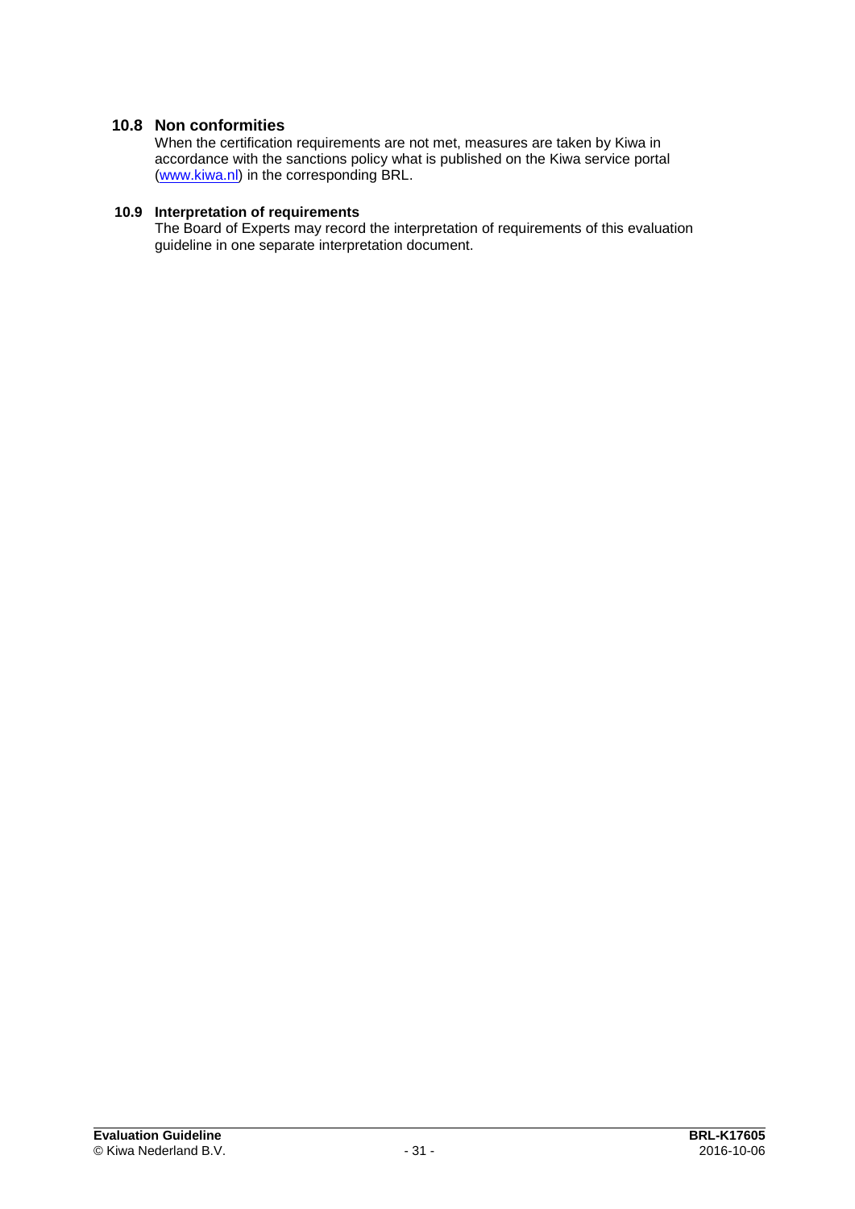## 10.8 Non conformities

When the certification requirements are not met, measures are taken by Kiwa in accordance with the sanctions policy what is published on the Kiwa service portal (www.kiwa.nl) in the corresponding BRL.

## 10.9 Interpretation of requirements

The Board of Experts may record the interpretation of requirements of this evaluation guideline in one separate interpretation document.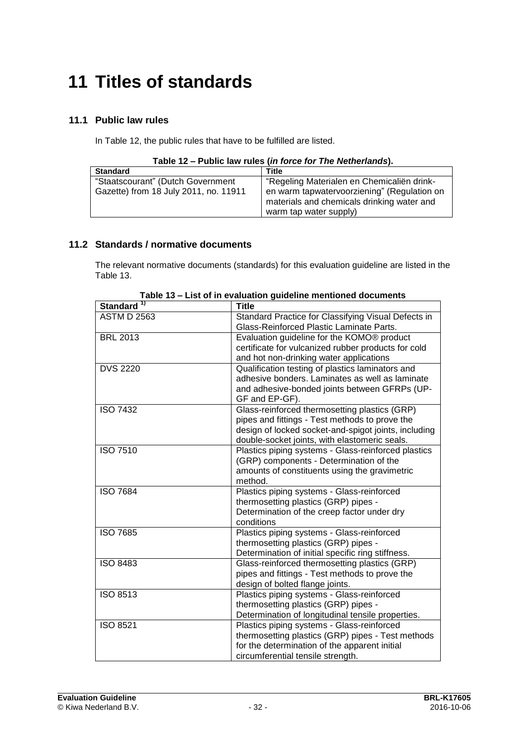# 11 Titles of standards

## 11.1 Public law rules

In Table 12, the public rules that have to be fulfilled are listed.

**Table 12 – Public law rules (*in force for The Netherlands*).**

| Standard | Title |
|---|---|
| "Staatscourant" (Dutch Government Gazette) from 18 July 2011, no. 11911 | "Regeling Materialen en Chemicaliën drink- en warm tapwatervoorziening" (Regulation on materials and chemicals drinking water and warm tap water supply) |

## 11.2 Standards / normative documents

The relevant normative documents (standards) for this evaluation guideline are listed in the Table 13.

**Table 13 – List of in evaluation guideline mentioned documents**

| Standard [1)] | Title |
|---|---|
| ASTM D 2563 | Standard Practice for Classifying Visual Defects in Glass-Reinforced Plastic Laminate Parts. |
| BRL 2013 | Evaluation guideline for the KOMO® product certificate for vulcanized rubber products for cold and hot non-drinking water applications |
| DVS 2220 | Qualification testing of plastics laminators and adhesive bonders. Laminates as well as laminate and adhesive-bonded joints between GFRPs (UP-GF and EP-GF). |
| ISO 7432 | Glass-reinforced thermosetting plastics (GRP) pipes and fittings - Test methods to prove the design of locked socket-and-spigot joints, including double-socket joints, with elastomeric seals. |
| ISO 7510 | Plastics piping systems - Glass-reinforced plastics (GRP) components - Determination of the amounts of constituents using the gravimetric method. |
| ISO 7684 | Plastics piping systems - Glass-reinforced thermosetting plastics (GRP) pipes - Determination of the creep factor under dry conditions |
| ISO 7685 | Plastics piping systems - Glass-reinforced thermosetting plastics (GRP) pipes - Determination of initial specific ring stiffness. |
| ISO 8483 | Glass-reinforced thermosetting plastics (GRP) pipes and fittings - Test methods to prove the design of bolted flange joints. |
| ISO 8513 | Plastics piping systems - Glass-reinforced thermosetting plastics (GRP) pipes - Determination of longitudinal tensile properties. |
| ISO 8521 | Plastics piping systems - Glass-reinforced thermosetting plastics (GRP) pipes - Test methods for the determination of the apparent initial circumferential tensile strength. |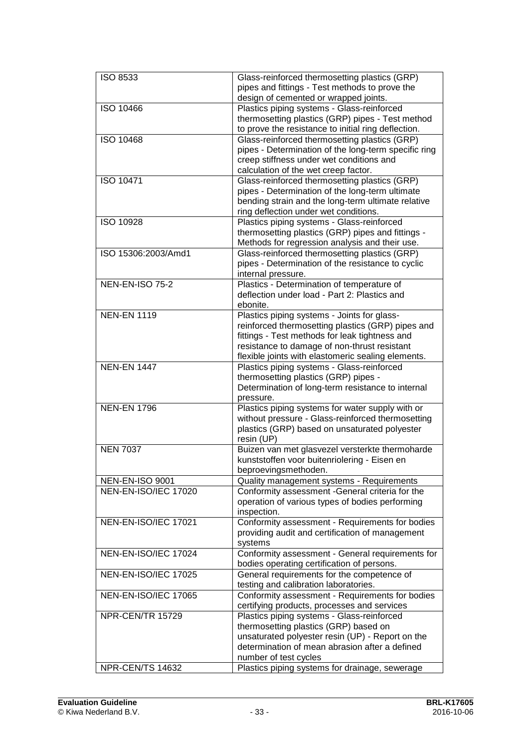| | |
|---|---|
| ISO 8533 | Glass-reinforced thermosetting plastics (GRP) pipes and fittings - Test methods to prove the design of cemented or wrapped joints. |
| ISO 10466 | Plastics piping systems - Glass-reinforced thermosetting plastics (GRP) pipes - Test method to prove the resistance to initial ring deflection. |
| ISO 10468 | Glass-reinforced thermosetting plastics (GRP) pipes - Determination of the long-term specific ring creep stiffness under wet conditions and calculation of the wet creep factor. |
| ISO 10471 | Glass-reinforced thermosetting plastics (GRP) pipes - Determination of the long-term ultimate bending strain and the long-term ultimate relative ring deflection under wet conditions. |
| ISO 10928 | Plastics piping systems - Glass-reinforced thermosetting plastics (GRP) pipes and fittings - Methods for regression analysis and their use. |
| ISO 15306:2003/Amd1 | Glass-reinforced thermosetting plastics (GRP) pipes - Determination of the resistance to cyclic internal pressure. |
| NEN-EN-ISO 75-2 | Plastics - Determination of temperature of deflection under load - Part 2: Plastics and ebonite. |
| NEN-EN 1119 | Plastics piping systems - Joints for glass-reinforced thermosetting plastics (GRP) pipes and fittings - Test methods for leak tightness and resistance to damage of non-thrust resistant flexible joints with elastomeric sealing elements. |
| NEN-EN 1447 | Plastics piping systems - Glass-reinforced thermosetting plastics (GRP) pipes - Determination of long-term resistance to internal pressure. |
| NEN-EN 1796 | Plastics piping systems for water supply with or without pressure - Glass-reinforced thermosetting plastics (GRP) based on unsaturated polyester resin (UP) |
| NEN 7037 | Buizen van met glasvezel versterkte thermoharde kunststoffen voor buitenriolering - Eisen en beproevingsmethoden. |
| NEN-EN-ISO 9001 | Quality management systems - Requirements |
| NEN-EN-ISO/IEC 17020 | Conformity assessment -General criteria for the operation of various types of bodies performing inspection. |
| NEN-EN-ISO/IEC 17021 | Conformity assessment - Requirements for bodies providing audit and certification of management systems |
| NEN-EN-ISO/IEC 17024 | Conformity assessment - General requirements for bodies operating certification of persons. |
| NEN-EN-ISO/IEC 17025 | General requirements for the competence of testing and calibration laboratories. |
| NEN-EN-ISO/IEC 17065 | Conformity assessment - Requirements for bodies certifying products, processes and services |
| NPR-CEN/TR 15729 | Plastics piping systems - Glass-reinforced thermosetting plastics (GRP) based on unsaturated polyester resin (UP) - Report on the determination of mean abrasion after a defined number of test cycles |
| NPR-CEN/TS 14632 | Plastics piping systems for drainage, sewerage |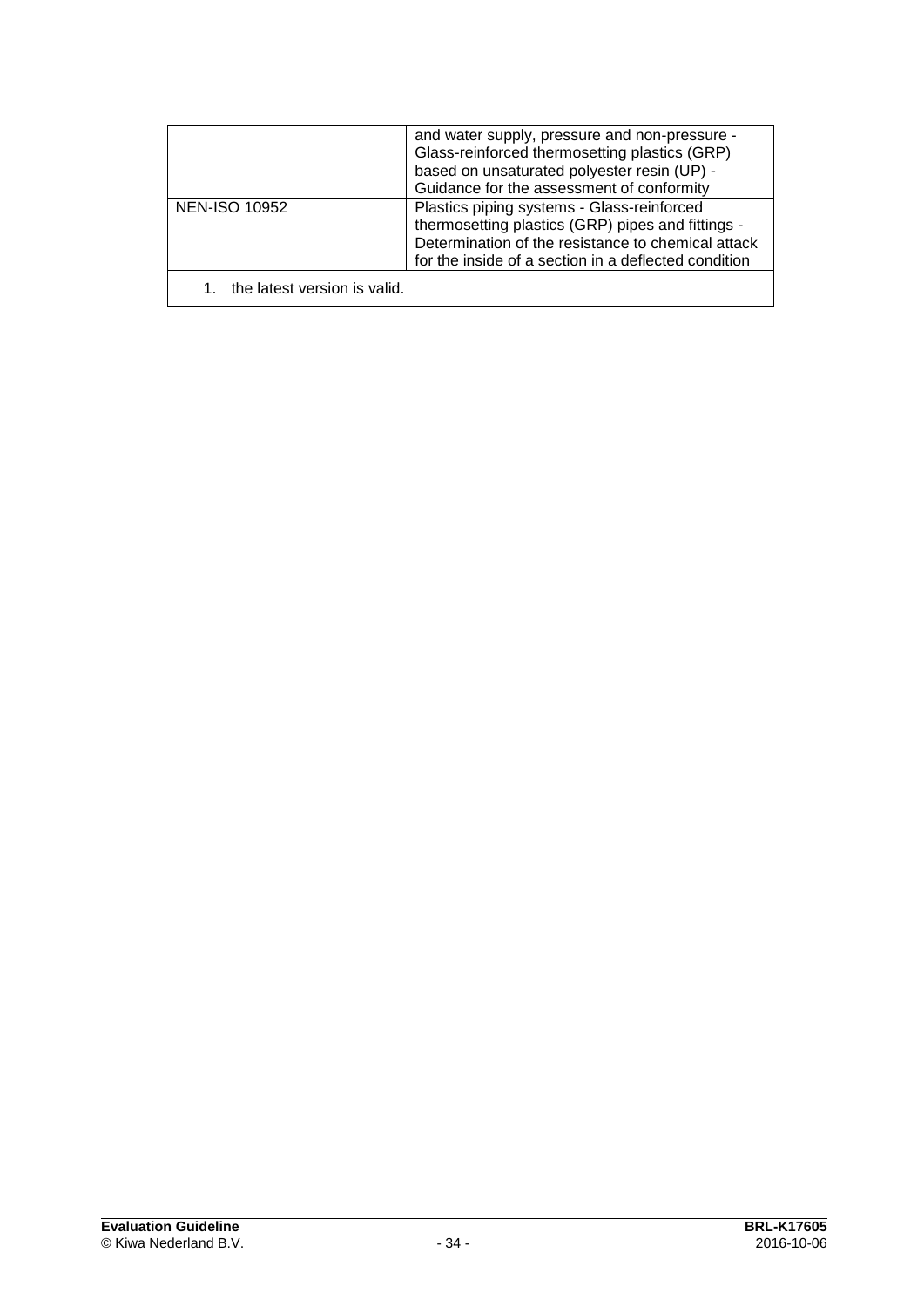| | |
|---|---|
| | and water supply, pressure and non-pressure - Glass-reinforced thermosetting plastics (GRP) based on unsaturated polyester resin (UP) - Guidance for the assessment of conformity |
| NEN-ISO 10952 | Plastics piping systems - Glass-reinforced thermosetting plastics (GRP) pipes and fittings - Determination of the resistance to chemical attack for the inside of a section in a deflected condition |

1. the latest version is valid.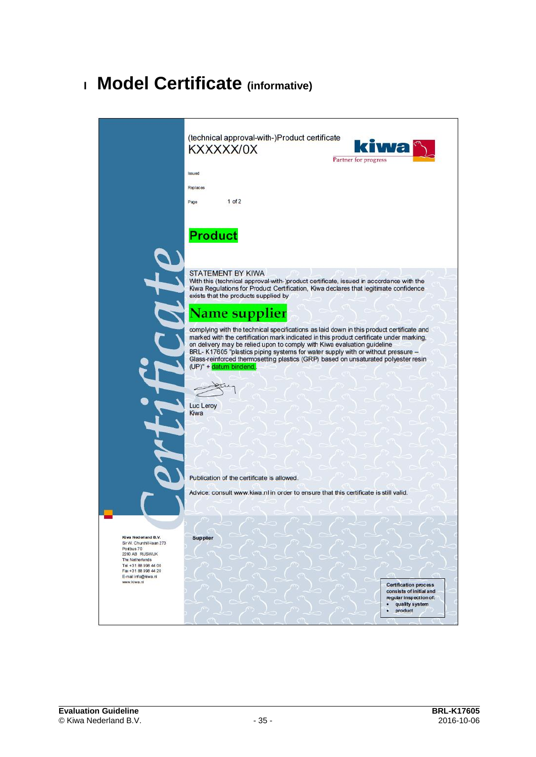# I Model Certificate (informative)

(technical approval-with-)Product certificate
KXXXXX/0X

**kiwa**
Partner for progress

Issued

Replaces

Page 1 of 2

**Product**

STATEMENT BY KIWA
With this (technical approval-with-)product certificate, issued in accordance with the Kiwa Regulations for Product Certification, Kiwa declares that legitimate confidence exists that the products supplied by

**Name supplier**

complying with the technical specifications as laid down in this product certificate and marked with the certification mark indicated in this product certificate under marking, on delivery may be relied upon to comply with Kiwa evaluation guideline BRL- K17605 "plastics piping systems for water supply with or without pressure – Glass-reinforced thermosetting plastics (GRP) based on unsaturated polyester resin (UP)" + datum bindend.

Luc Leroy
Kiwa

Publication of the certificate is allowed.

Advice: consult www.kiwa.nl in order to ensure that this certificate is still valid.

Certificate

**Kiwa Nederland B.V.**
Sir W. Churchill-laan 273
Postbus 70
2280 AB RIJSWIJK
The Netherlands
Tel +31 88 998 44 00
Fax +31 88 998 44 20
E-mail info@kiwa.nl
www.kiwa.nl

**Supplier**

**Certification process consists of initial and regular inspection of:**
- quality system
- product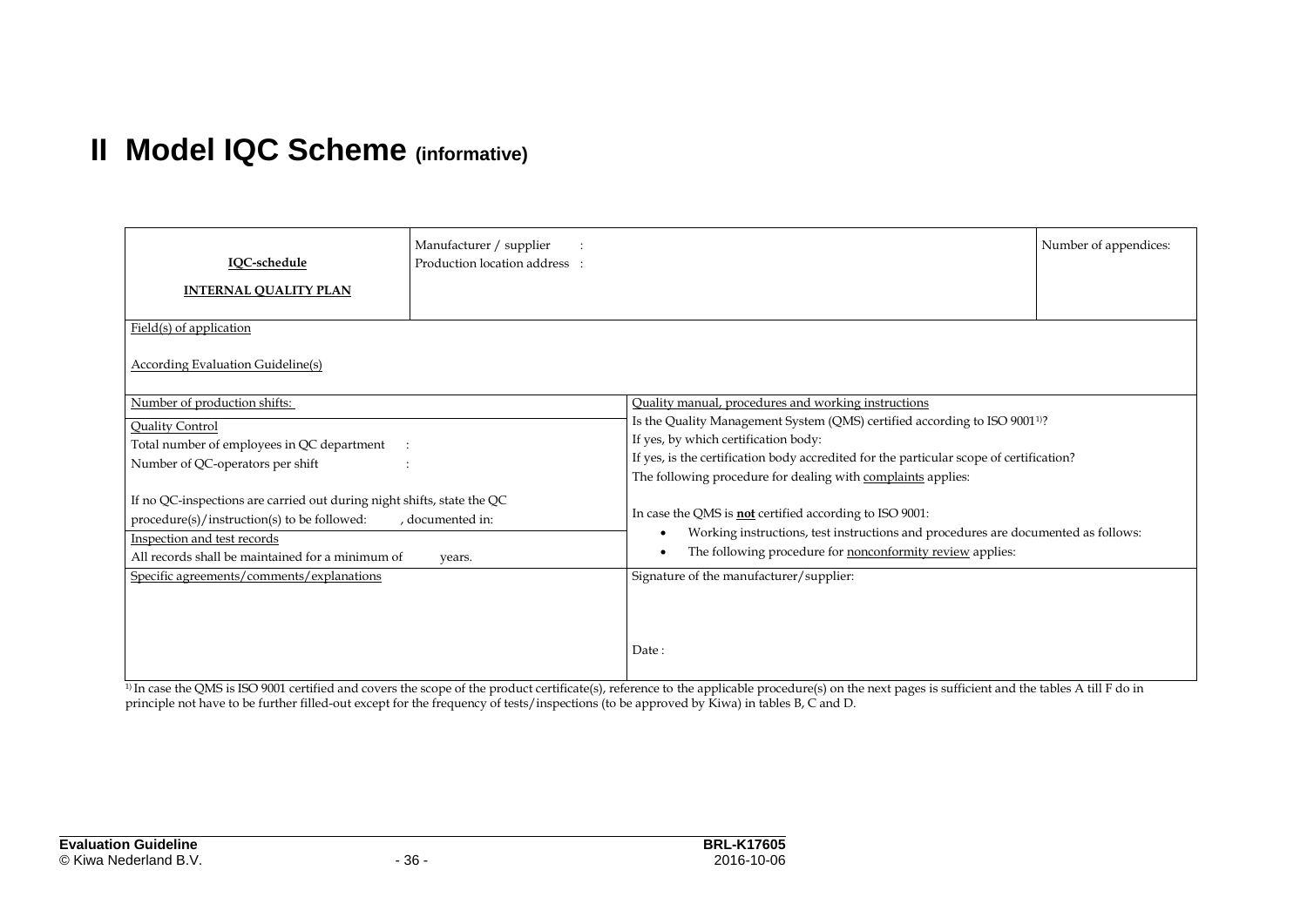# II Model IQC Scheme (informative)

| IQC-schedule<br><br>INTERNAL QUALITY PLAN | Manufacturer / supplier :<br>Production location address : | | Number of appendices: |
|---|---|---|---|
| Field(s) of application<br><br>According Evaluation Guideline(s) | | | |
| Number of production shifts: | | Quality manual, procedures and working instructions<br>Is the Quality Management System (QMS) certified according to ISO 9001[1]?<br>If yes, by which certification body:<br>If yes, is the certification body accredited for the particular scope of certification?<br>The following procedure for dealing with complaints applies:<br><br>In case the QMS is **not** certified according to ISO 9001:<br>• Working instructions, test instructions and procedures are documented as follows:<br>• The following procedure for nonconformity review applies: | |
| Quality Control<br>Total number of employees in QC department :<br>Number of QC-operators per shift :<br><br>If no QC-inspections are carried out during night shifts, state the QC procedure(s)/instruction(s) to be followed: , documented in: | | | |
| Inspection and test records<br>All records shall be maintained for a minimum of years. | | | |
| Specific agreements/comments/explanations | | Signature of the manufacturer/supplier:<br><br><br>Date : | |

[1] In case the QMS is ISO 9001 certified and covers the scope of the product certificate(s), reference to the applicable procedure(s) on the next pages is sufficient and the tables A till F do in principle not have to be further filled-out except for the frequency of tests/inspections (to be approved by Kiwa) in tables B, C and D.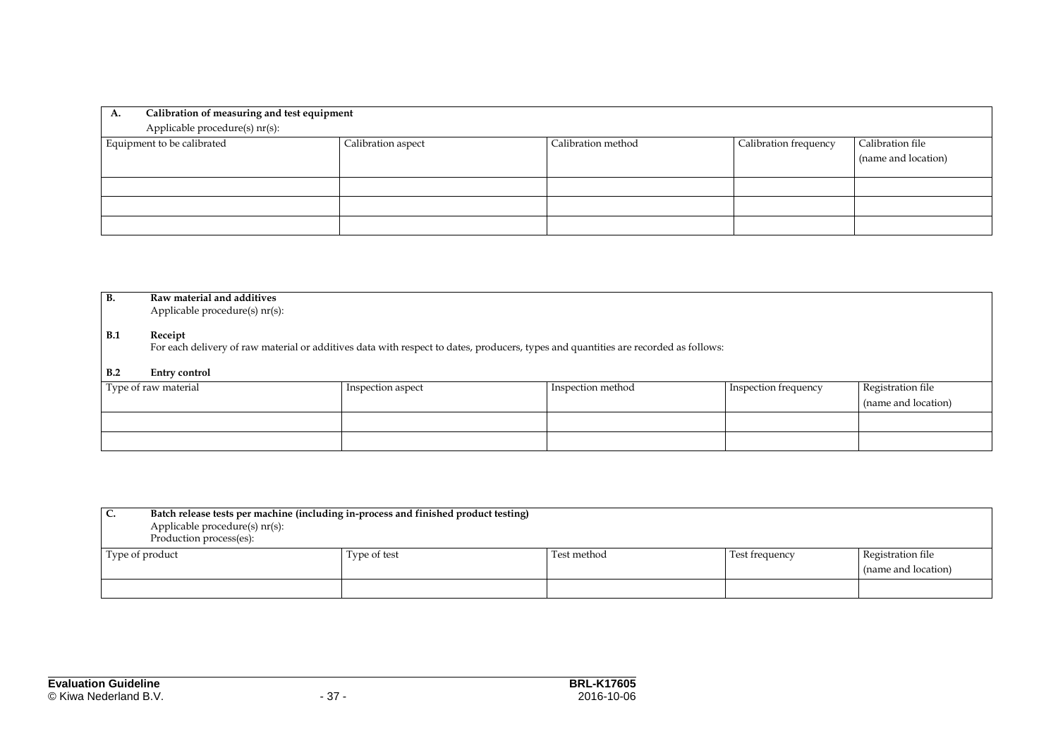| **A. Calibration of measuring and test equipment**<br>Applicable procedure(s) nr(s): | | | | |
|---|---|---|---|---|
| Equipment to be calibrated | Calibration aspect | Calibration method | Calibration frequency | Calibration file (name and location) |
| | | | | |
| | | | | |
| | | | | |

**B. Raw material and additives**
Applicable procedure(s) nr(s):

**B.1 Receipt**
For each delivery of raw material or additives data with respect to dates, producers, types and quantities are recorded as follows:

**B.2 Entry control**

| Type of raw material | Inspection aspect | Inspection method | Inspection frequency | Registration file (name and location) |
|---|---|---|---|---|
| | | | | |
| | | | | |

| **C. Batch release tests per machine (including in-process and finished product testing)**<br>Applicable procedure(s) nr(s):<br>Production process(es): | | | | |
|---|---|---|---|---|
| Type of product | Type of test | Test method | Test frequency | Registration file (name and location) |
| | | | | |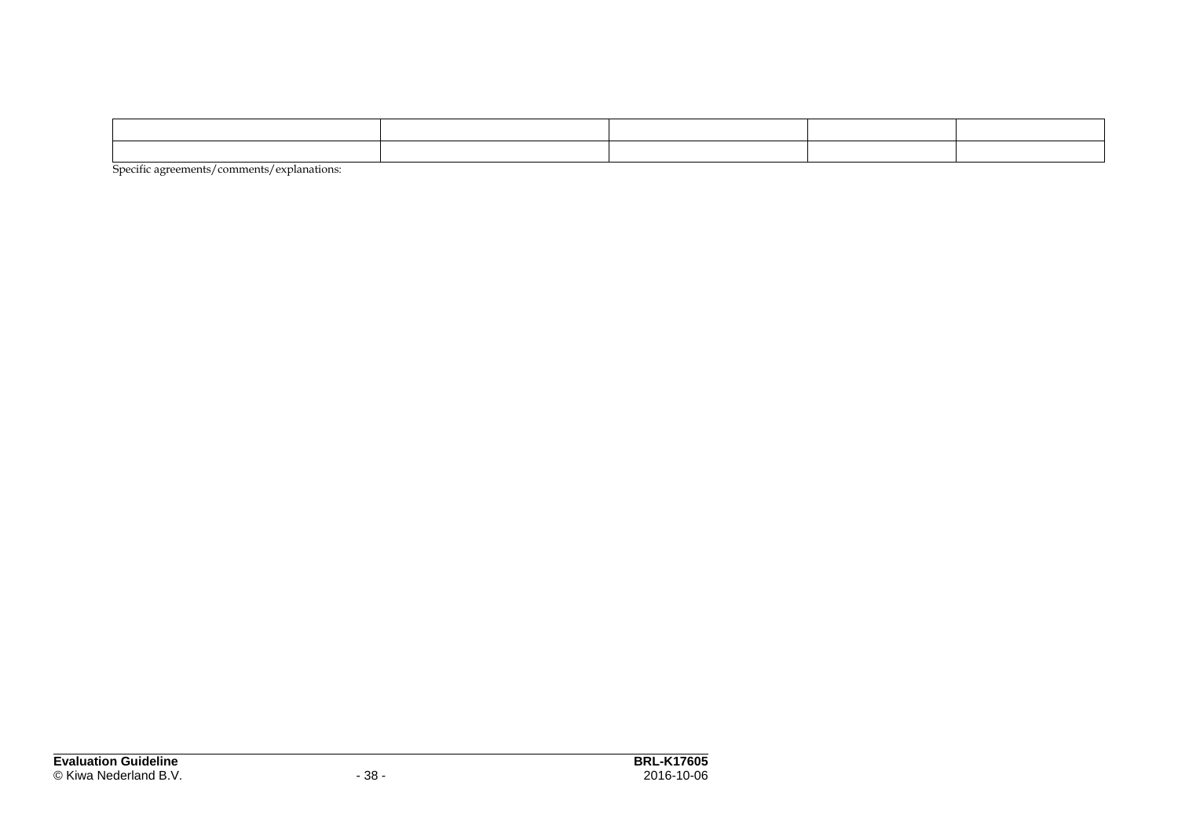|  |  |  |  |  |
|---|---|---|---|---|
|  |  |  |  |  |

Specific agreements/comments/explanations: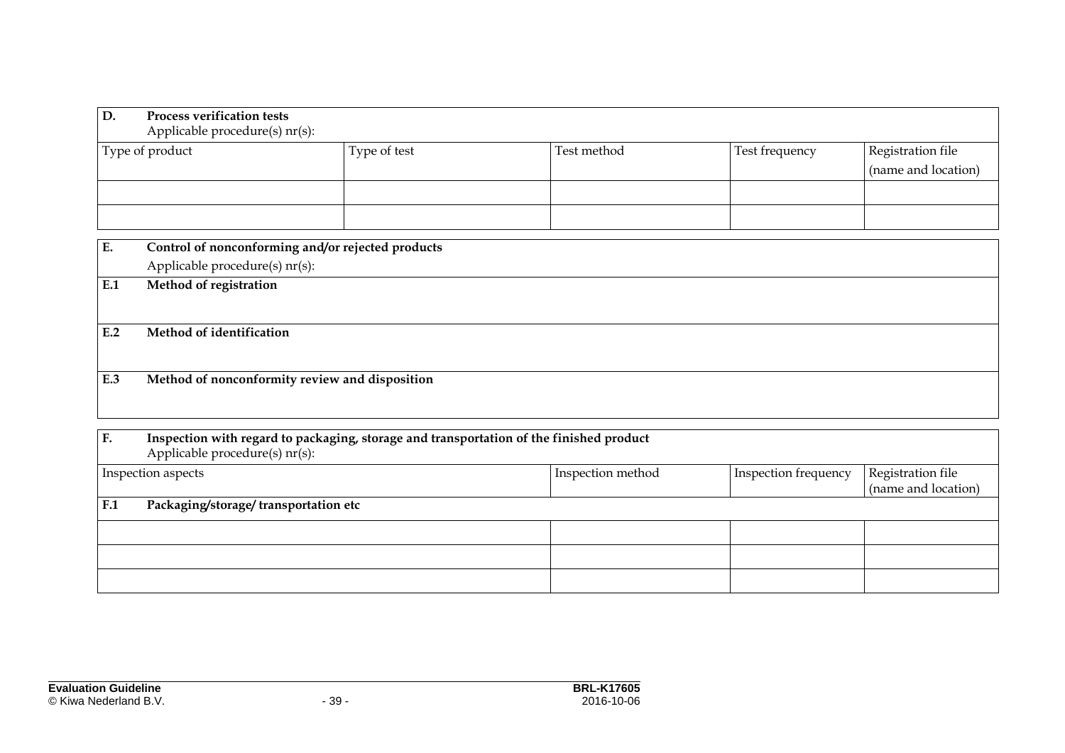| **D. Process verification tests**<br>Applicable procedure(s) nr(s): | | | | |
|---|---|---|---|---|
| Type of product | Type of test | Test method | Test frequency | Registration file (name and location) |
| | | | | |
| | | | | |

| **E. Control of nonconforming and/or rejected products** |
|---|
| Applicable procedure(s) nr(s): |
| **E.1 Method of registration** |
| **E.2 Method of identification** |
| **E.3 Method of nonconformity review and disposition** |

| **F. Inspection with regard to packaging, storage and transportation of the finished product**<br>Applicable procedure(s) nr(s): | | | |
|---|---|---|---|
| Inspection aspects | Inspection method | Inspection frequency | Registration file (name and location) |
| **F.1 Packaging/storage/ transportation etc** | | | |
| | | | |
| | | | |
| | | | |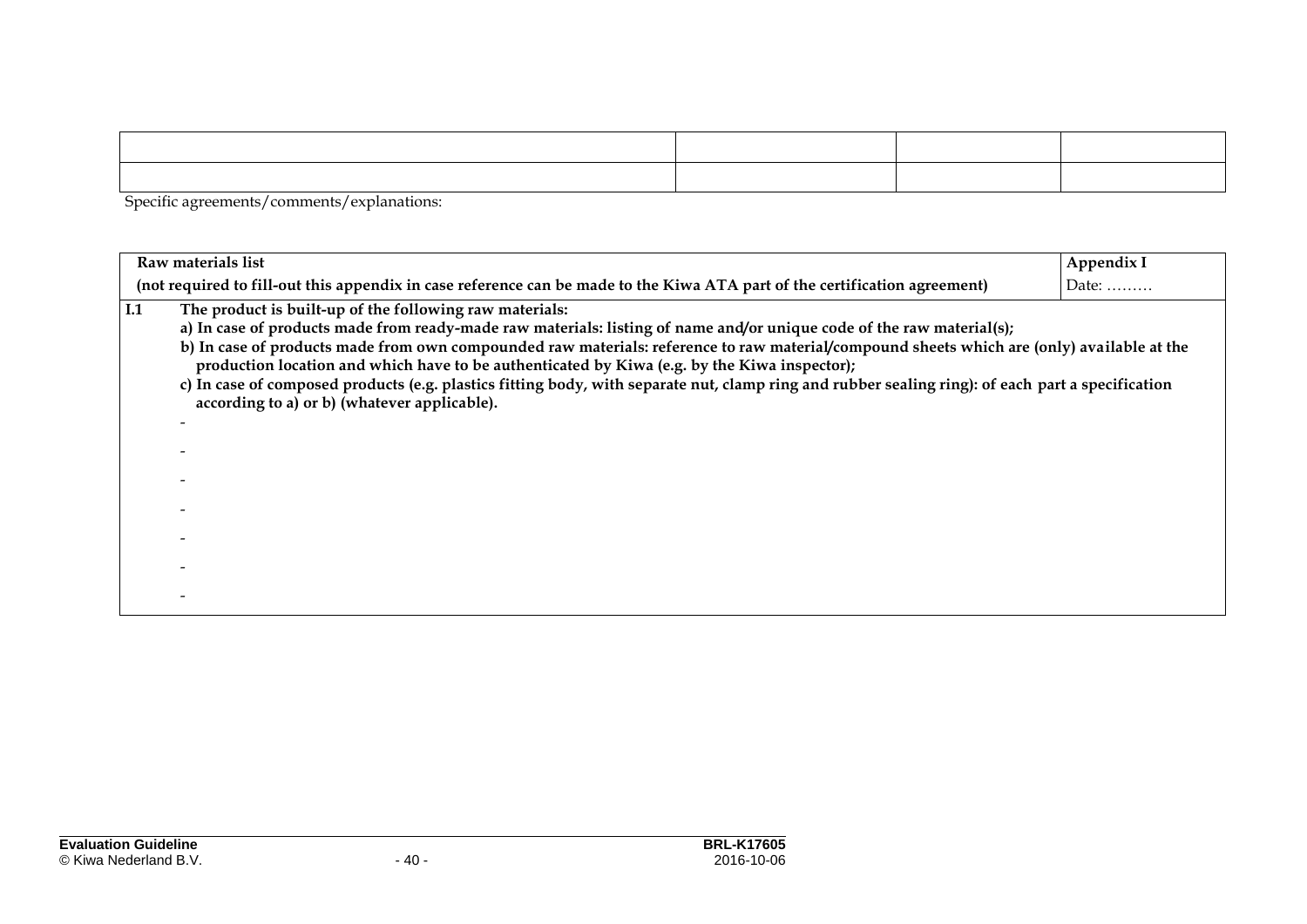| | | | |
|---|---|---|---|
| | | | |
| | | | |

Specific agreements/comments/explanations:

| **Raw materials list** (not required to fill-out this appendix in case reference can be made to the Kiwa ATA part of the certification agreement) | **Appendix I** Date: ……… |
|---|---|

**I.1 The product is built-up of the following raw materials:**

**a) In case of products made from ready-made raw materials: listing of name and/or unique code of the raw material(s);**

**b) In case of products made from own compounded raw materials: reference to raw material/compound sheets which are (only) available at the production location and which have to be authenticated by Kiwa (e.g. by the Kiwa inspector);**

**c) In case of composed products (e.g. plastics fitting body, with separate nut, clamp ring and rubber sealing ring): of each part a specification according to a) or b) (whatever applicable).**

-
-
-
-
-
-
-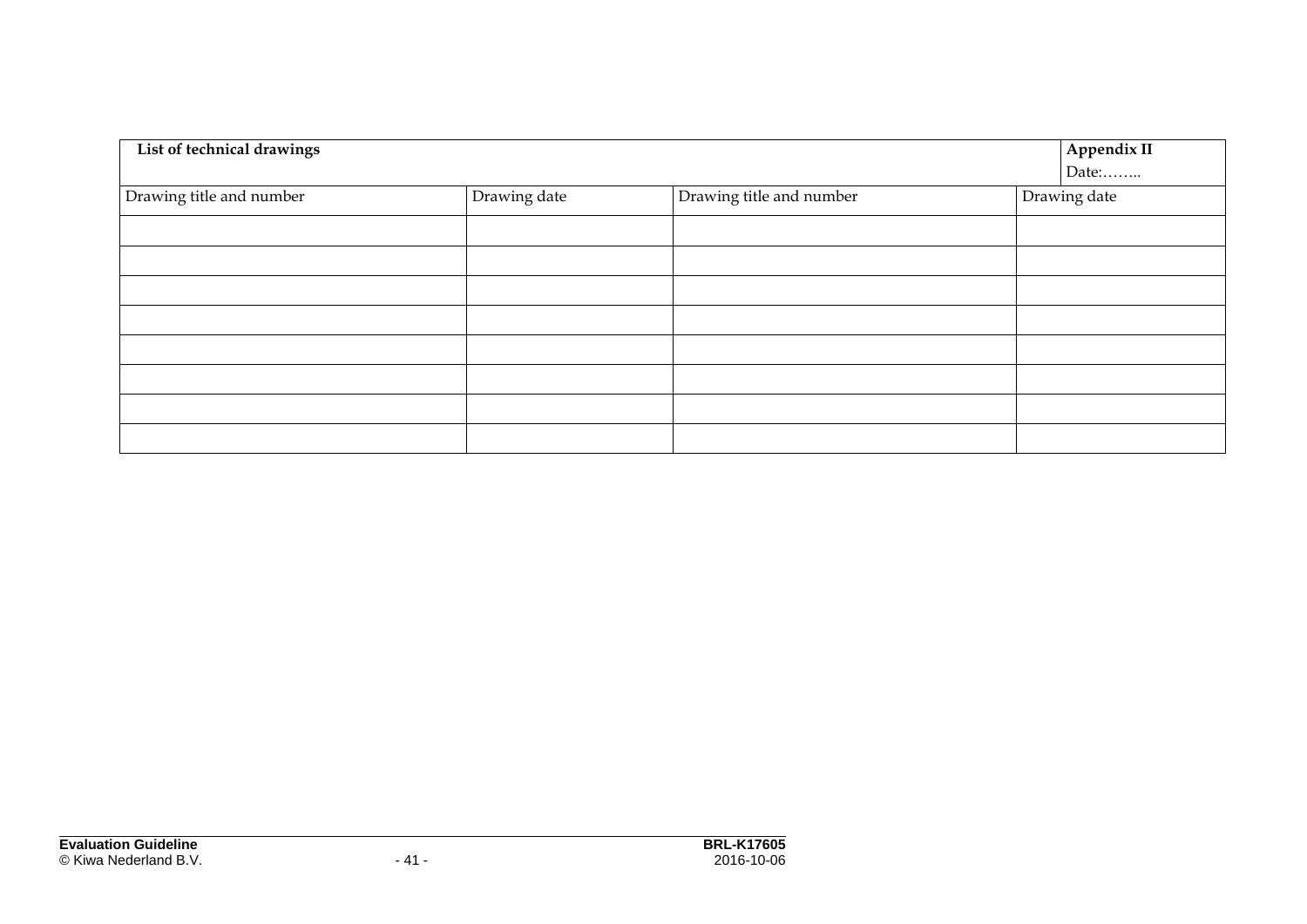| **List of technical drawings** | | | **Appendix II**<br>Date:…….. |
| --- | --- | --- | --- |
| Drawing title and number | Drawing date | Drawing title and number | Drawing date |
| | | | |
| | | | |
| | | | |
| | | | |
| | | | |
| | | | |
| | | | |
| | | | |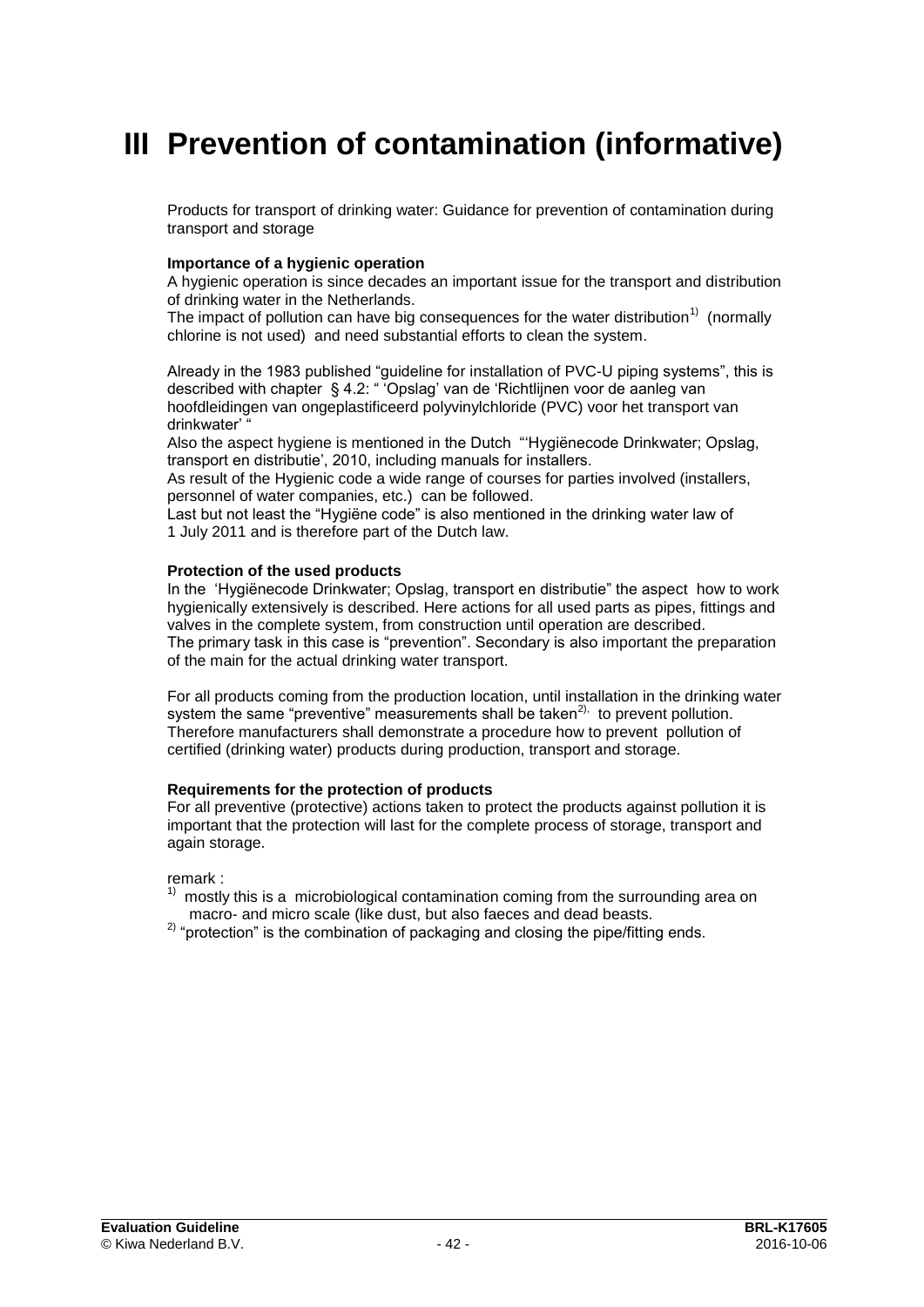# III Prevention of contamination (informative)

Products for transport of drinking water: Guidance for prevention of contamination during transport and storage

**Importance of a hygienic operation**

A hygienic operation is since decades an important issue for the transport and distribution of drinking water in the Netherlands.

The impact of pollution can have big consequences for the water distribution[1] (normally chlorine is not used) and need substantial efforts to clean the system.

Already in the 1983 published "guideline for installation of PVC-U piping systems", this is described with chapter § 4.2: " 'Opslag' van de 'Richtlijnen voor de aanleg van hoofdleidingen van ongeplastificeerd polyvinylchloride (PVC) voor het transport van drinkwater' "

Also the aspect hygiene is mentioned in the Dutch "'Hygiënecode Drinkwater; Opslag, transport en distributie', 2010, including manuals for installers.

As result of the Hygienic code a wide range of courses for parties involved (installers, personnel of water companies, etc.) can be followed.

Last but not least the "Hygiëne code" is also mentioned in the drinking water law of 1 July 2011 and is therefore part of the Dutch law.

**Protection of the used products**

In the 'Hygiënecode Drinkwater; Opslag, transport en distributie" the aspect how to work hygienically extensively is described. Here actions for all used parts as pipes, fittings and valves in the complete system, from construction until operation are described.

The primary task in this case is "prevention". Secondary is also important the preparation of the main for the actual drinking water transport.

For all products coming from the production location, until installation in the drinking water system the same "preventive" measurements shall be taken[2], to prevent pollution.

Therefore manufacturers shall demonstrate a procedure how to prevent pollution of certified (drinking water) products during production, transport and storage.

**Requirements for the protection of products**

For all preventive (protective) actions taken to protect the products against pollution it is important that the protection will last for the complete process of storage, transport and again storage.

remark :

[1] mostly this is a microbiological contamination coming from the surrounding area on macro- and micro scale (like dust, but also faeces and dead beasts.

[2] "protection" is the combination of packaging and closing the pipe/fitting ends.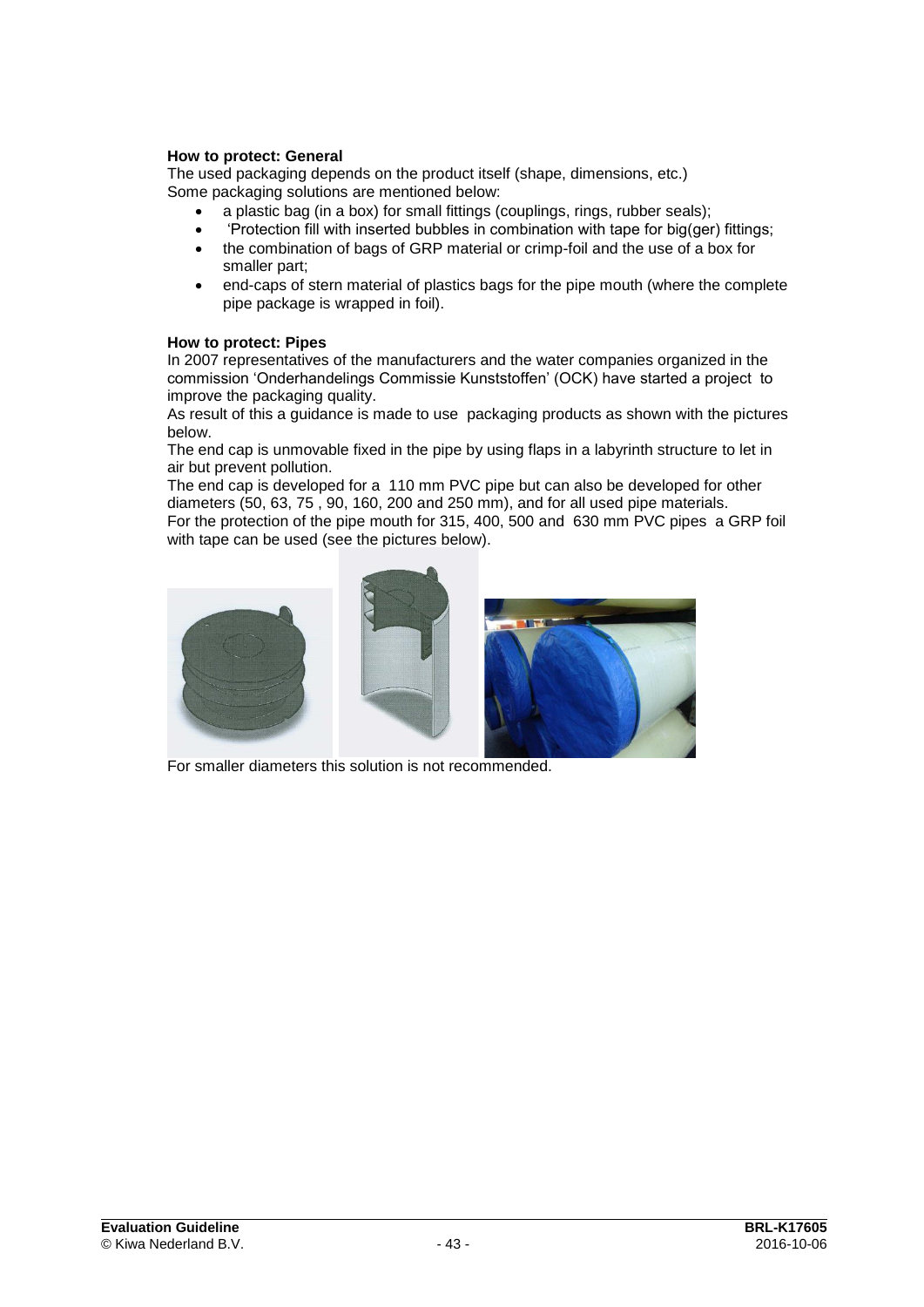**How to protect: General**

The used packaging depends on the product itself (shape, dimensions, etc.)
Some packaging solutions are mentioned below:

- a plastic bag (in a box) for small fittings (couplings, rings, rubber seals);
- 'Protection fill with inserted bubbles in combination with tape for big(ger) fittings;
- the combination of bags of GRP material or crimp-foil and the use of a box for smaller part;
- end-caps of stern material of plastics bags for the pipe mouth (where the complete pipe package is wrapped in foil).

**How to protect: Pipes**

In 2007 representatives of the manufacturers and the water companies organized in the commission 'Onderhandelings Commissie Kunststoffen' (OCK) have started a project to improve the packaging quality.

As result of this a guidance is made to use packaging products as shown with the pictures below.

The end cap is unmovable fixed in the pipe by using flaps in a labyrinth structure to let in air but prevent pollution.

The end cap is developed for a 110 mm PVC pipe but can also be developed for other diameters (50, 63, 75 , 90, 160, 200 and 250 mm), and for all used pipe materials.

For the protection of the pipe mouth for 315, 400, 500 and 630 mm PVC pipes a GRP foil with tape can be used (see the pictures below).

For smaller diameters this solution is not recommended.